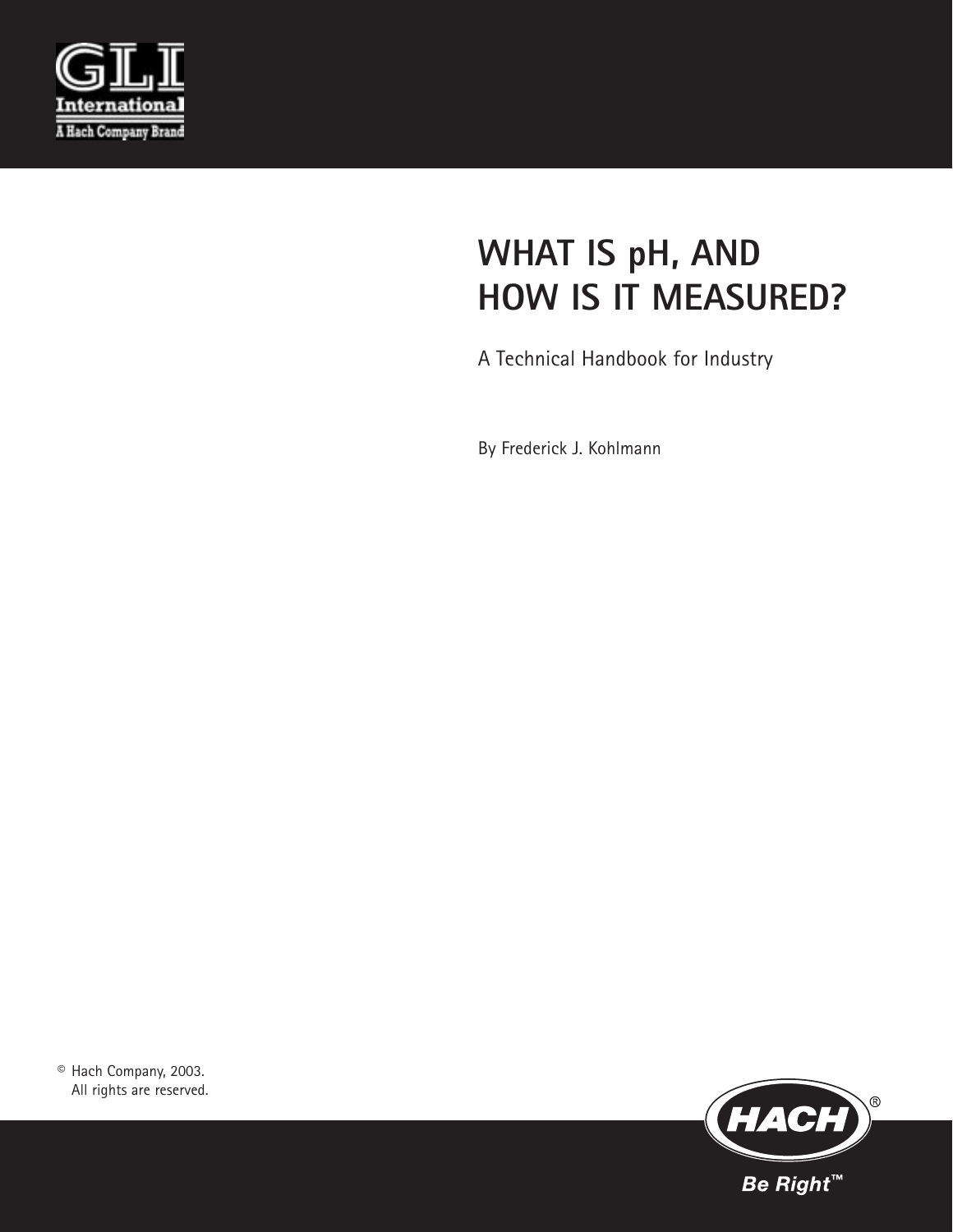GLI International

A Hach Company Brand

# WHAT IS pH, AND HOW IS IT MEASURED?

A Technical Handbook for Industry

By Frederick J. Kohlmann

© Hach Company, 2003.
All rights are reserved.

HACH®

Be Right™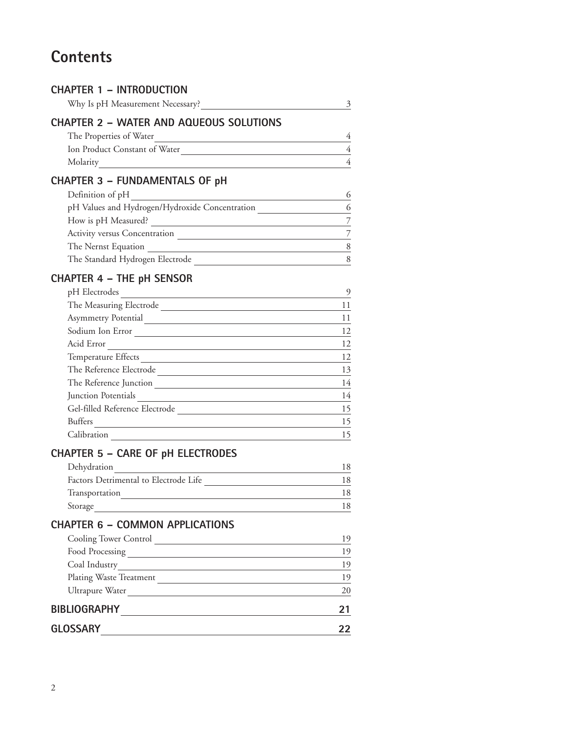# Contents

## CHAPTER 1 – INTRODUCTION

| | |
|---|---|
| Why Is pH Measurement Necessary? | 3 |

## CHAPTER 2 – WATER AND AQUEOUS SOLUTIONS

| | |
|---|---|
| The Properties of Water | 4 |
| Ion Product Constant of Water | 4 |
| Molarity | 4 |

## CHAPTER 3 – FUNDAMENTALS OF pH

| | |
|---|---|
| Definition of pH | 6 |
| pH Values and Hydrogen/Hydroxide Concentration | 6 |
| How is pH Measured? | 7 |
| Activity versus Concentration | 7 |
| The Nernst Equation | 8 |
| The Standard Hydrogen Electrode | 8 |

## CHAPTER 4 – THE pH SENSOR

| | |
|---|---|
| pH Electrodes | 9 |
| The Measuring Electrode | 11 |
| Asymmetry Potential | 11 |
| Sodium Ion Error | 12 |
| Acid Error | 12 |
| Temperature Effects | 12 |
| The Reference Electrode | 13 |
| The Reference Junction | 14 |
| Junction Potentials | 14 |
| Gel-filled Reference Electrode | 15 |
| Buffers | 15 |
| Calibration | 15 |

## CHAPTER 5 – CARE OF pH ELECTRODES

| | |
|---|---|
| Dehydration | 18 |
| Factors Detrimental to Electrode Life | 18 |
| Transportation | 18 |
| Storage | 18 |

## CHAPTER 6 – COMMON APPLICATIONS

| | |
|---|---|
| Cooling Tower Control | 19 |
| Food Processing | 19 |
| Coal Industry | 19 |
| Plating Waste Treatment | 19 |
| Ultrapure Water | 20 |

| | |
|---|---|
| **BIBLIOGRAPHY** | **21** |
| **GLOSSARY** | **22** |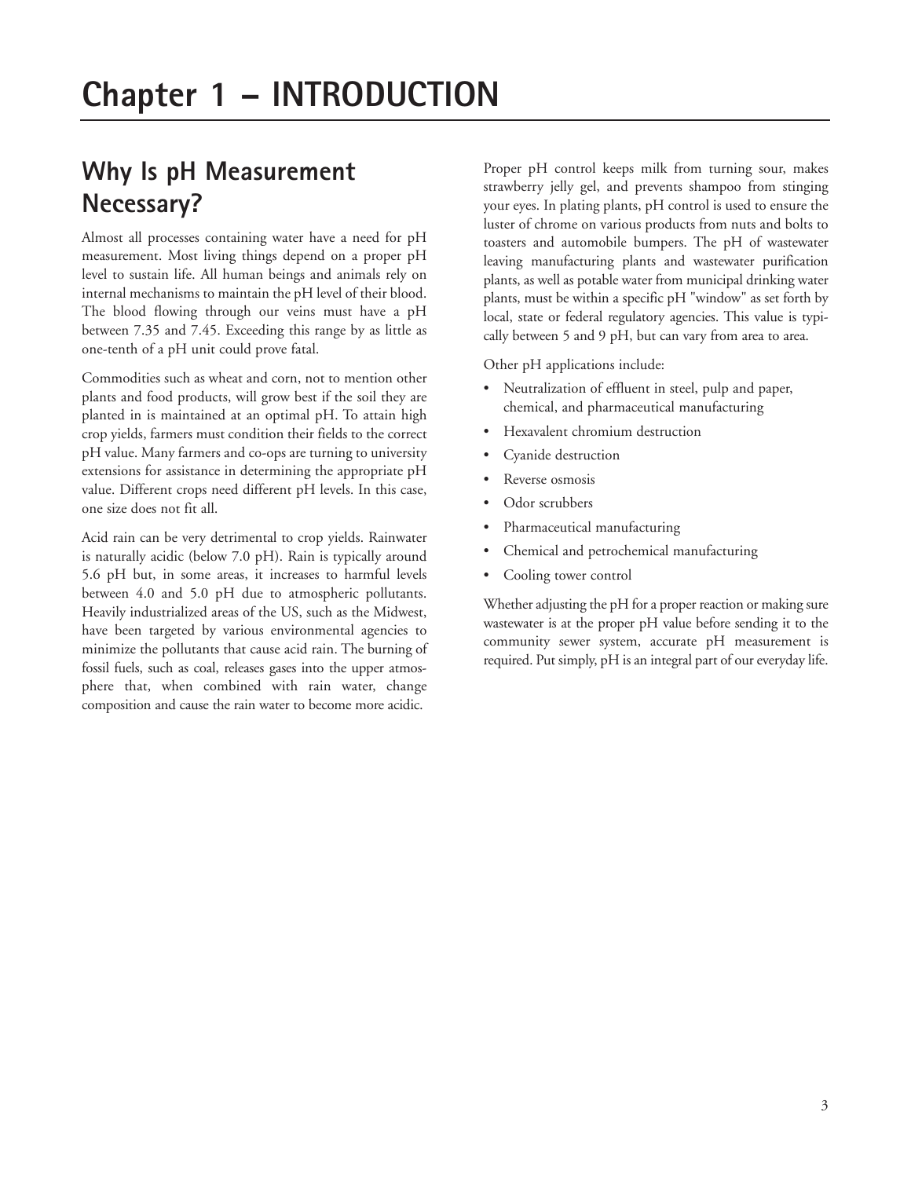# Chapter 1 – INTRODUCTION

## Why Is pH Measurement Necessary?

Almost all processes containing water have a need for pH measurement. Most living things depend on a proper pH level to sustain life. All human beings and animals rely on internal mechanisms to maintain the pH level of their blood. The blood flowing through our veins must have a pH between 7.35 and 7.45. Exceeding this range by as little as one-tenth of a pH unit could prove fatal.

Commodities such as wheat and corn, not to mention other plants and food products, will grow best if the soil they are planted in is maintained at an optimal pH. To attain high crop yields, farmers must condition their fields to the correct pH value. Many farmers and co-ops are turning to university extensions for assistance in determining the appropriate pH value. Different crops need different pH levels. In this case, one size does not fit all.

Acid rain can be very detrimental to crop yields. Rainwater is naturally acidic (below 7.0 pH). Rain is typically around 5.6 pH but, in some areas, it increases to harmful levels between 4.0 and 5.0 pH due to atmospheric pollutants. Heavily industrialized areas of the US, such as the Midwest, have been targeted by various environmental agencies to minimize the pollutants that cause acid rain. The burning of fossil fuels, such as coal, releases gases into the upper atmosphere that, when combined with rain water, change composition and cause the rain water to become more acidic.

Proper pH control keeps milk from turning sour, makes strawberry jelly gel, and prevents shampoo from stinging your eyes. In plating plants, pH control is used to ensure the luster of chrome on various products from nuts and bolts to toasters and automobile bumpers. The pH of wastewater leaving manufacturing plants and wastewater purification plants, as well as potable water from municipal drinking water plants, must be within a specific pH "window" as set forth by local, state or federal regulatory agencies. This value is typically between 5 and 9 pH, but can vary from area to area.

Other pH applications include:

- Neutralization of effluent in steel, pulp and paper, chemical, and pharmaceutical manufacturing
- Hexavalent chromium destruction
- Cyanide destruction
- Reverse osmosis
- Odor scrubbers
- Pharmaceutical manufacturing
- Chemical and petrochemical manufacturing
- Cooling tower control

Whether adjusting the pH for a proper reaction or making sure wastewater is at the proper pH value before sending it to the community sewer system, accurate pH measurement is required. Put simply, pH is an integral part of our everyday life.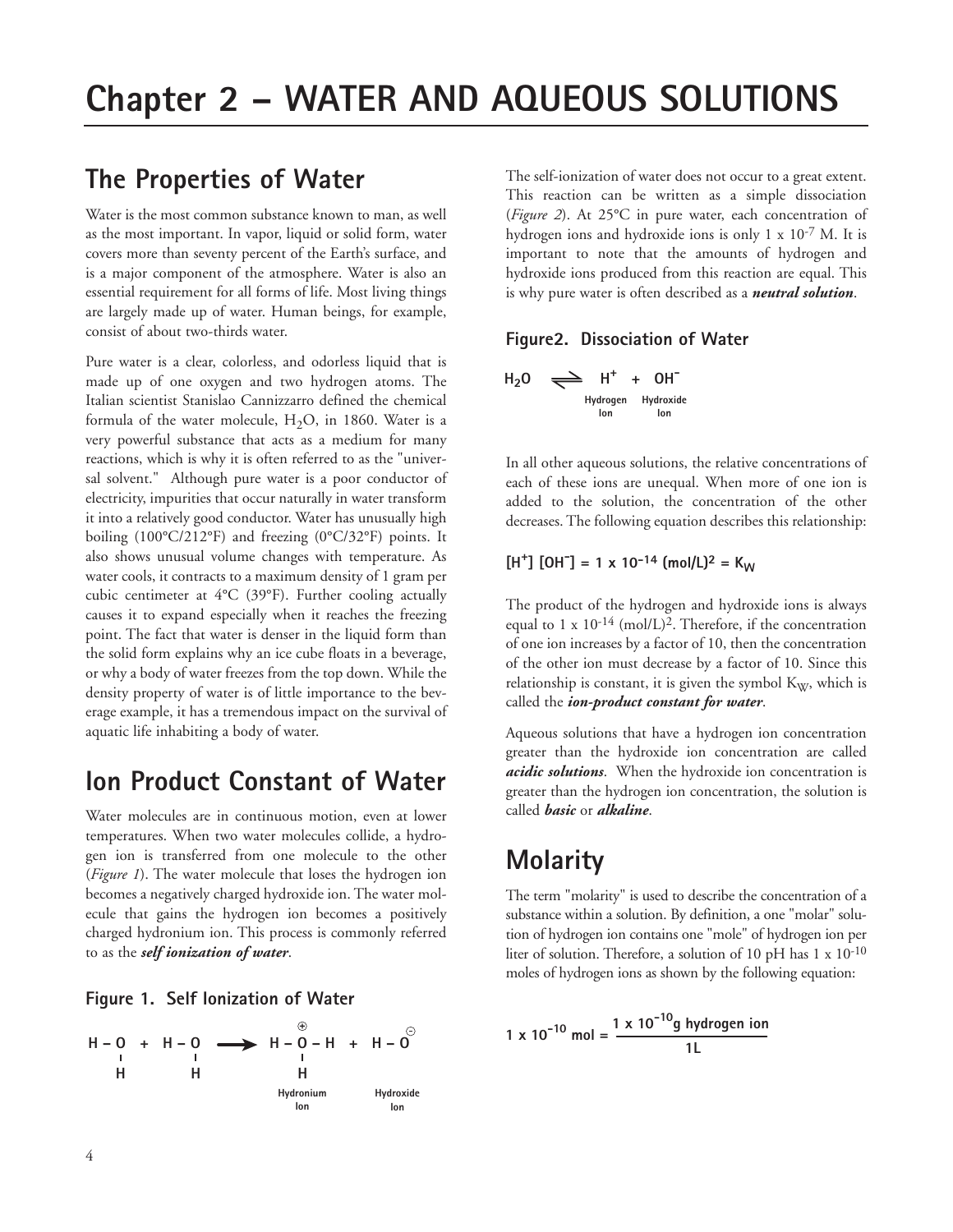# Chapter 2 – WATER AND AQUEOUS SOLUTIONS

## The Properties of Water

Water is the most common substance known to man, as well as the most important. In vapor, liquid or solid form, water covers more than seventy percent of the Earth's surface, and is a major component of the atmosphere. Water is also an essential requirement for all forms of life. Most living things are largely made up of water. Human beings, for example, consist of about two-thirds water.

Pure water is a clear, colorless, and odorless liquid that is made up of one oxygen and two hydrogen atoms. The Italian scientist Stanislao Cannizzarro defined the chemical formula of the water molecule, $H_2O$, in 1860. Water is a very powerful substance that acts as a medium for many reactions, which is why it is often referred to as the "universal solvent." Although pure water is a poor conductor of electricity, impurities that occur naturally in water transform it into a relatively good conductor. Water has unusually high boiling (100°C/212°F) and freezing (0°C/32°F) points. It also shows unusual volume changes with temperature. As water cools, it contracts to a maximum density of 1 gram per cubic centimeter at 4°C (39°F). Further cooling actually causes it to expand especially when it reaches the freezing point. The fact that water is denser in the liquid form than the solid form explains why an ice cube floats in a beverage, or why a body of water freezes from the top down. While the density property of water is of little importance to the beverage example, it has a tremendous impact on the survival of aquatic life inhabiting a body of water.

## Ion Product Constant of Water

Water molecules are in continuous motion, even at lower temperatures. When two water molecules collide, a hydrogen ion is transferred from one molecule to the other (*Figure 1*). The water molecule that loses the hydrogen ion becomes a negatively charged hydroxide ion. The water molecule that gains the hydrogen ion becomes a positively charged hydronium ion. This process is commonly referred to as the ***self ionization of water***.

### Figure 1. Self Ionization of Water

$$\underset{|}{\text{H}-\text{O}}\!\!\;\text{H} + \text{H}-\text{O}\text{H} \longrightarrow \text{H}-\overset{\oplus}{\text{O}}(\text{H})-\text{H} + \text{H}-\text{O}^{\ominus}$$

Hydronium Ion — Hydroxide Ion

The self-ionization of water does not occur to a great extent. This reaction can be written as a simple dissociation (*Figure 2*). At 25°C in pure water, each concentration of hydrogen ions and hydroxide ions is only $1 \times 10^{-7}$ M. It is important to note that the amounts of hydrogen and hydroxide ions produced from this reaction are equal. This is why pure water is often described as a ***neutral solution***.

### Figure2. Dissociation of Water

$$H_2O \rightleftharpoons \underset{\text{Hydrogen Ion}}{H^+} + \underset{\text{Hydroxide Ion}}{OH^-}$$

In all other aqueous solutions, the relative concentrations of each of these ions are unequal. When more of one ion is added to the solution, the concentration of the other decreases. The following equation describes this relationship:

$$[H^+]\,[OH^-] = 1 \times 10^{-14}\ (\text{mol/L})^2 = K_W$$

The product of the hydrogen and hydroxide ions is always equal to $1 \times 10^{-14}$ $(\text{mol/L})^2$. Therefore, if the concentration of one ion increases by a factor of 10, then the concentration of the other ion must decrease by a factor of 10. Since this relationship is constant, it is given the symbol $K_W$, which is called the ***ion-product constant for water***.

Aqueous solutions that have a hydrogen ion concentration greater than the hydroxide ion concentration are called ***acidic solutions***. When the hydroxide ion concentration is greater than the hydrogen ion concentration, the solution is called ***basic*** or ***alkaline***.

## Molarity

The term "molarity" is used to describe the concentration of a substance within a solution. By definition, a one "molar" solution of hydrogen ion contains one "mole" of hydrogen ion per liter of solution. Therefore, a solution of 10 pH has $1 \times 10^{-10}$ moles of hydrogen ions as shown by the following equation:

$$1 \times 10^{-10}\ \text{mol} = \frac{1 \times 10^{-10}\text{g hydrogen ion}}{1\text{L}}$$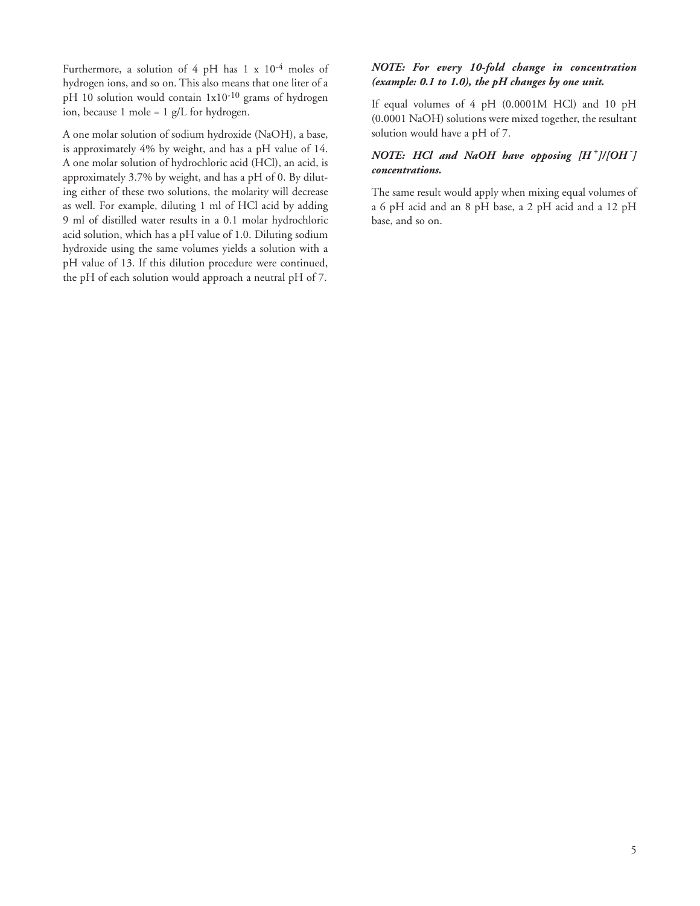Furthermore, a solution of 4 pH has $1 \times 10^{-4}$ moles of hydrogen ions, and so on. This also means that one liter of a pH 10 solution would contain $1 \times 10^{-10}$ grams of hydrogen ion, because 1 mole = 1 g/L for hydrogen.

A one molar solution of sodium hydroxide (NaOH), a base, is approximately 4% by weight, and has a pH value of 14. A one molar solution of hydrochloric acid (HCl), an acid, is approximately 3.7% by weight, and has a pH of 0. By diluting either of these two solutions, the molarity will decrease as well. For example, diluting 1 ml of HCl acid by adding 9 ml of distilled water results in a 0.1 molar hydrochloric acid solution, which has a pH value of 1.0. Diluting sodium hydroxide using the same volumes yields a solution with a pH value of 13. If this dilution procedure were continued, the pH of each solution would approach a neutral pH of 7.

***NOTE: For every 10-fold change in concentration (example: 0.1 to 1.0), the pH changes by one unit.***

If equal volumes of 4 pH (0.0001M HCl) and 10 pH (0.0001 NaOH) solutions were mixed together, the resultant solution would have a pH of 7.

***NOTE: HCl and NaOH have opposing $[H^+]/[OH^-]$ concentrations.***

The same result would apply when mixing equal volumes of a 6 pH acid and an 8 pH base, a 2 pH acid and a 12 pH base, and so on.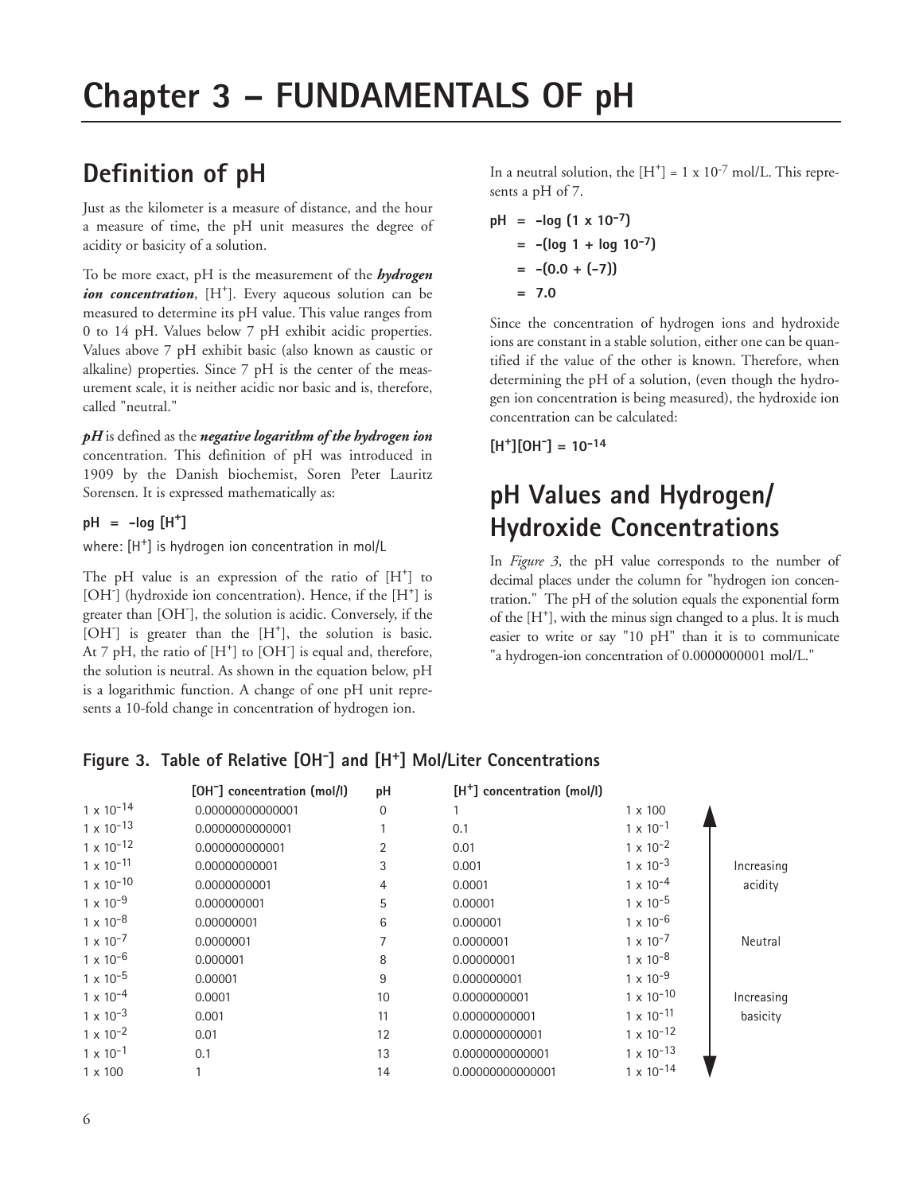# Chapter 3 – FUNDAMENTALS OF pH

## Definition of pH

Just as the kilometer is a measure of distance, and the hour a measure of time, the pH unit measures the degree of acidity or basicity of a solution.

To be more exact, pH is the measurement of the ***hydrogen ion concentration***, $[H^+]$. Every aqueous solution can be measured to determine its pH value. This value ranges from 0 to 14 pH. Values below 7 pH exhibit acidic properties. Values above 7 pH exhibit basic (also known as caustic or alkaline) properties. Since 7 pH is the center of the measurement scale, it is neither acidic nor basic and is, therefore, called "neutral."

***pH*** is defined as the ***negative logarithm of the hydrogen ion*** concentration. This definition of pH was introduced in 1909 by the Danish biochemist, Soren Peter Lauritz Sorensen. It is expressed mathematically as:

$$pH = -\log [H^+]$$

where: $[H^+]$ is hydrogen ion concentration in mol/L

The pH value is an expression of the ratio of $[H^+]$ to $[OH^-]$ (hydroxide ion concentration). Hence, if the $[H^+]$ is greater than $[OH^-]$, the solution is acidic. Conversely, if the $[OH^-]$ is greater than the $[H^+]$, the solution is basic. At 7 pH, the ratio of $[H^+]$ to $[OH^-]$ is equal and, therefore, the solution is neutral. As shown in the equation below, pH is a logarithmic function. A change of one pH unit represents a 10-fold change in concentration of hydrogen ion.

In a neutral solution, the $[H^+] = 1 \times 10^{-7}$ mol/L. This represents a pH of 7.

$$\begin{aligned} pH &= -\log (1 \times 10^{-7}) \\ &= -(\log 1 + \log 10^{-7}) \\ &= -(0.0 + (-7)) \\ &= 7.0 \end{aligned}$$

Since the concentration of hydrogen ions and hydroxide ions are constant in a stable solution, either one can be quantified if the value of the other is known. Therefore, when determining the pH of a solution, (even though the hydrogen ion concentration is being measured), the hydroxide ion concentration can be calculated:

$$[H^+][OH^-] = 10^{-14}$$

## pH Values and Hydrogen/ Hydroxide Concentrations

In *Figure 3*, the pH value corresponds to the number of decimal places under the column for "hydrogen ion concentration." The pH of the solution equals the exponential form of the $[H^+]$, with the minus sign changed to a plus. It is much easier to write or say "10 pH" than it is to communicate "a hydrogen-ion concentration of 0.0000000001 mol/L."

**Figure 3. Table of Relative $[OH^-]$ and $[H^+]$ Mol/Liter Concentrations**

| | $[OH^-]$ concentration (mol/l) | pH | $[H^+]$ concentration (mol/l) | | |
|---|---|---|---|---|---|
| $1 \times 10^{-14}$ | 0.00000000000001 | 0 | 1 | $1 \times 100$ | ↑ |
| $1 \times 10^{-13}$ | 0.0000000000001 | 1 | 0.1 | $1 \times 10^{-1}$ | |
| $1 \times 10^{-12}$ | 0.000000000001 | 2 | 0.01 | $1 \times 10^{-2}$ | |
| $1 \times 10^{-11}$ | 0.00000000001 | 3 | 0.001 | $1 \times 10^{-3}$ | Increasing |
| $1 \times 10^{-10}$ | 0.0000000001 | 4 | 0.0001 | $1 \times 10^{-4}$ | acidity |
| $1 \times 10^{-9}$ | 0.000000001 | 5 | 0.00001 | $1 \times 10^{-5}$ | |
| $1 \times 10^{-8}$ | 0.00000001 | 6 | 0.000001 | $1 \times 10^{-6}$ | |
| $1 \times 10^{-7}$ | 0.0000001 | 7 | 0.0000001 | $1 \times 10^{-7}$ | Neutral |
| $1 \times 10^{-6}$ | 0.000001 | 8 | 0.00000001 | $1 \times 10^{-8}$ | |
| $1 \times 10^{-5}$ | 0.00001 | 9 | 0.000000001 | $1 \times 10^{-9}$ | |
| $1 \times 10^{-4}$ | 0.0001 | 10 | 0.0000000001 | $1 \times 10^{-10}$ | Increasing |
| $1 \times 10^{-3}$ | 0.001 | 11 | 0.00000000001 | $1 \times 10^{-11}$ | basicity |
| $1 \times 10^{-2}$ | 0.01 | 12 | 0.000000000001 | $1 \times 10^{-12}$ | |
| $1 \times 10^{-1}$ | 0.1 | 13 | 0.0000000000001 | $1 \times 10^{-13}$ | |
| $1 \times 100$ | 1 | 14 | 0.00000000000001 | $1 \times 10^{-14}$ | ↓ |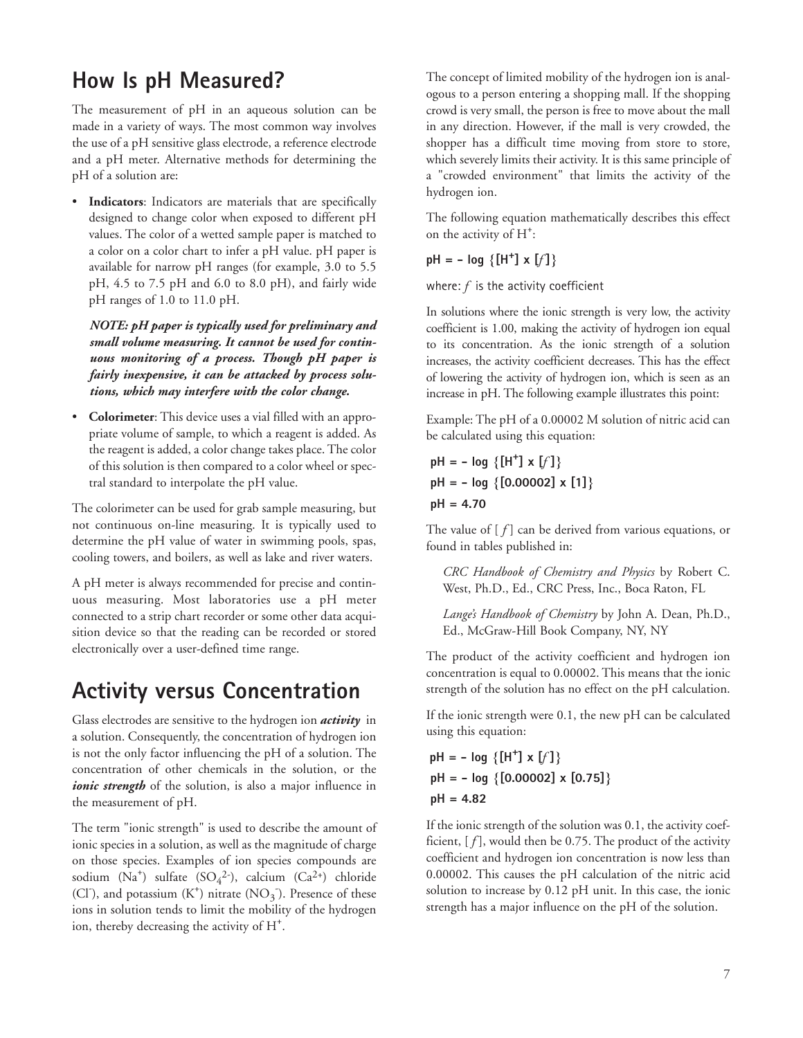## How Is pH Measured?

The measurement of pH in an aqueous solution can be made in a variety of ways. The most common way involves the use of a pH sensitive glass electrode, a reference electrode and a pH meter. Alternative methods for determining the pH of a solution are:

- **Indicators**: Indicators are materials that are specifically designed to change color when exposed to different pH values. The color of a wetted sample paper is matched to a color on a color chart to infer a pH value. pH paper is available for narrow pH ranges (for example, 3.0 to 5.5 pH, 4.5 to 7.5 pH and 6.0 to 8.0 pH), and fairly wide pH ranges of 1.0 to 11.0 pH.

  ***NOTE: pH paper is typically used for preliminary and small volume measuring. It cannot be used for continuous monitoring of a process. Though pH paper is fairly inexpensive, it can be attacked by process solutions, which may interfere with the color change.***

- **Colorimeter**: This device uses a vial filled with an appropriate volume of sample, to which a reagent is added. As the reagent is added, a color change takes place. The color of this solution is then compared to a color wheel or spectral standard to interpolate the pH value.

The colorimeter can be used for grab sample measuring, but not continuous on-line measuring. It is typically used to determine the pH value of water in swimming pools, spas, cooling towers, and boilers, as well as lake and river waters.

A pH meter is always recommended for precise and continuous measuring. Most laboratories use a pH meter connected to a strip chart recorder or some other data acquisition device so that the reading can be recorded or stored electronically over a user-defined time range.

## Activity versus Concentration

Glass electrodes are sensitive to the hydrogen ion ***activity*** in a solution. Consequently, the concentration of hydrogen ion is not the only factor influencing the pH of a solution. The concentration of other chemicals in the solution, or the ***ionic strength*** of the solution, is also a major influence in the measurement of pH.

The term "ionic strength" is used to describe the amount of ionic species in a solution, as well as the magnitude of charge on those species. Examples of ion species compounds are sodium ($Na^+$) sulfate ($SO_4^{2-}$), calcium ($Ca^{2+}$) chloride ($Cl^-$), and potassium ($K^+$) nitrate ($NO_3^-$). Presence of these ions in solution tends to limit the mobility of the hydrogen ion, thereby decreasing the activity of $H^+$.

The concept of limited mobility of the hydrogen ion is analogous to a person entering a shopping mall. If the shopping crowd is very small, the person is free to move about the mall in any direction. However, if the mall is very crowded, the shopper has a difficult time moving from store to store, which severely limits their activity. It is this same principle of a "crowded environment" that limits the activity of the hydrogen ion.

The following equation mathematically describes this effect on the activity of $H^+$:

$$pH = -\log\{[H^+] \times [f]\}$$

where: $f$ is the activity coefficient

In solutions where the ionic strength is very low, the activity coefficient is 1.00, making the activity of hydrogen ion equal to its concentration. As the ionic strength of a solution increases, the activity coefficient decreases. This has the effect of lowering the activity of hydrogen ion, which is seen as an increase in pH. The following example illustrates this point:

Example: The pH of a 0.00002 M solution of nitric acid can be calculated using this equation:

$$pH = -\log\{[H^+] \times [f]\}$$

$$pH = -\log\{[0.00002] \times [1]\}$$

$$pH = 4.70$$

The value of $[f]$ can be derived from various equations, or found in tables published in:

*CRC Handbook of Chemistry and Physics* by Robert C. West, Ph.D., Ed., CRC Press, Inc., Boca Raton, FL

*Lange's Handbook of Chemistry* by John A. Dean, Ph.D., Ed., McGraw-Hill Book Company, NY, NY

The product of the activity coefficient and hydrogen ion concentration is equal to 0.00002. This means that the ionic strength of the solution has no effect on the pH calculation.

If the ionic strength were 0.1, the new pH can be calculated using this equation:

$$pH = -\log\{[H^+] \times [f]\}$$

$$pH = -\log\{[0.00002] \times [0.75]\}$$

$$pH = 4.82$$

If the ionic strength of the solution was 0.1, the activity coefficient, $[f]$, would then be 0.75. The product of the activity coefficient and hydrogen ion concentration is now less than 0.00002. This causes the pH calculation of the nitric acid solution to increase by 0.12 pH unit. In this case, the ionic strength has a major influence on the pH of the solution.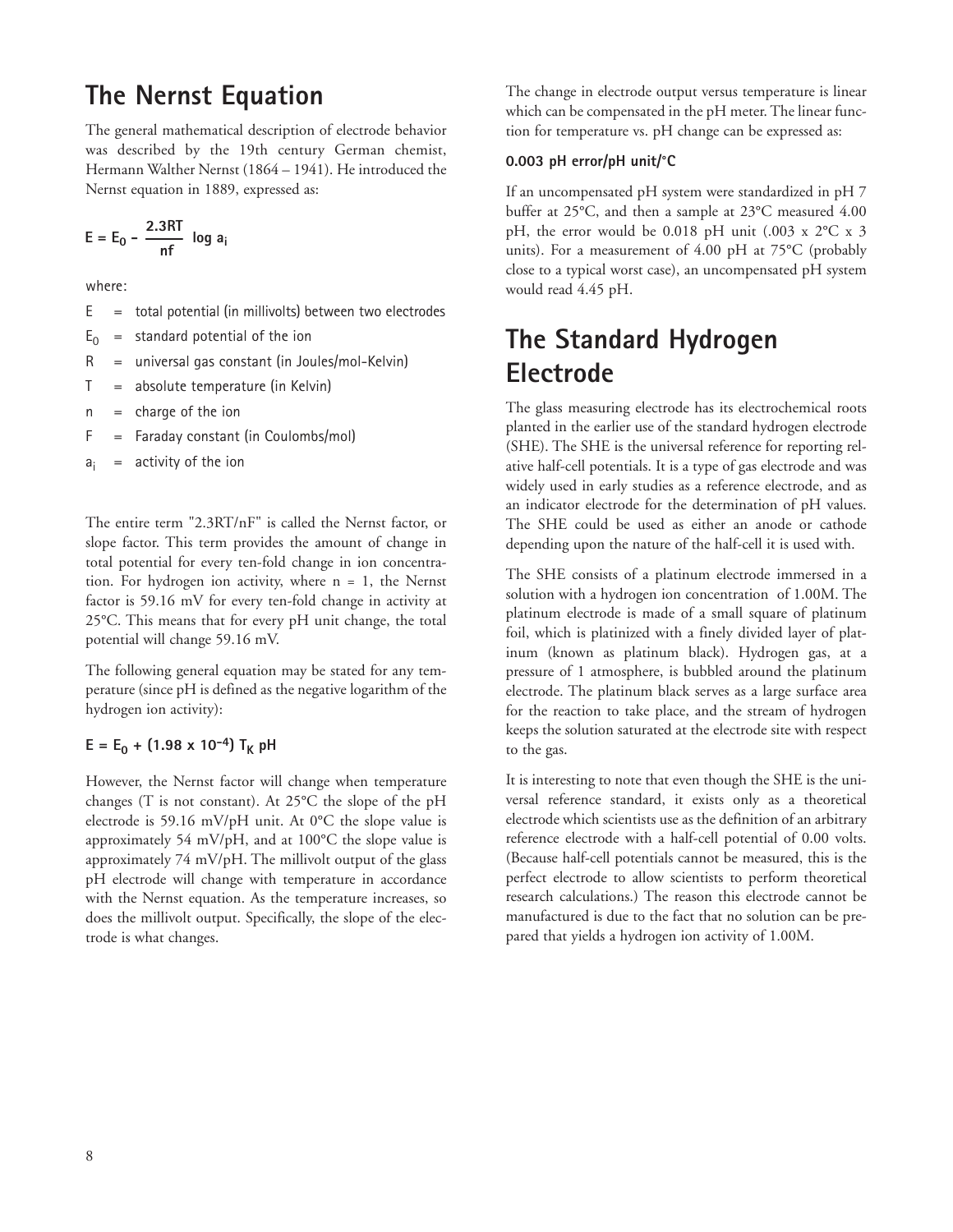## The Nernst Equation

The general mathematical description of electrode behavior was described by the 19th century German chemist, Hermann Walther Nernst (1864 – 1941). He introduced the Nernst equation in 1889, expressed as:

$$E = E_0 - \frac{2.3RT}{nf} \log a_i$$

where:

- $E$ = total potential (in millivolts) between two electrodes
- $E_0$ = standard potential of the ion
- $R$ = universal gas constant (in Joules/mol-Kelvin)
- $T$ = absolute temperature (in Kelvin)
- $n$ = charge of the ion
- $F$ = Faraday constant (in Coulombs/mol)
- $a_i$ = activity of the ion

The entire term "2.3RT/nF" is called the Nernst factor, or slope factor. This term provides the amount of change in total potential for every ten-fold change in ion concentration. For hydrogen ion activity, where n = 1, the Nernst factor is 59.16 mV for every ten-fold change in activity at 25°C. This means that for every pH unit change, the total potential will change 59.16 mV.

The following general equation may be stated for any temperature (since pH is defined as the negative logarithm of the hydrogen ion activity):

$$E = E_0 + (1.98 \times 10^{-4})\, T_K\, pH$$

However, the Nernst factor will change when temperature changes (T is not constant). At 25°C the slope of the pH electrode is 59.16 mV/pH unit. At 0°C the slope value is approximately 54 mV/pH, and at 100°C the slope value is approximately 74 mV/pH. The millivolt output of the glass pH electrode will change with temperature in accordance with the Nernst equation. As the temperature increases, so does the millivolt output. Specifically, the slope of the electrode is what changes.

The change in electrode output versus temperature is linear which can be compensated in the pH meter. The linear function for temperature vs. pH change can be expressed as:

**0.003 pH error/pH unit/°C**

If an uncompensated pH system were standardized in pH 7 buffer at 25°C, and then a sample at 23°C measured 4.00 pH, the error would be 0.018 pH unit (.003 x 2°C x 3 units). For a measurement of 4.00 pH at 75°C (probably close to a typical worst case), an uncompensated pH system would read 4.45 pH.

## The Standard Hydrogen Electrode

The glass measuring electrode has its electrochemical roots planted in the earlier use of the standard hydrogen electrode (SHE). The SHE is the universal reference for reporting relative half-cell potentials. It is a type of gas electrode and was widely used in early studies as a reference electrode, and as an indicator electrode for the determination of pH values. The SHE could be used as either an anode or cathode depending upon the nature of the half-cell it is used with.

The SHE consists of a platinum electrode immersed in a solution with a hydrogen ion concentration of 1.00M. The platinum electrode is made of a small square of platinum foil, which is platinized with a finely divided layer of platinum (known as platinum black). Hydrogen gas, at a pressure of 1 atmosphere, is bubbled around the platinum electrode. The platinum black serves as a large surface area for the reaction to take place, and the stream of hydrogen keeps the solution saturated at the electrode site with respect to the gas.

It is interesting to note that even though the SHE is the universal reference standard, it exists only as a theoretical electrode which scientists use as the definition of an arbitrary reference electrode with a half-cell potential of 0.00 volts. (Because half-cell potentials cannot be measured, this is the perfect electrode to allow scientists to perform theoretical research calculations.) The reason this electrode cannot be manufactured is due to the fact that no solution can be prepared that yields a hydrogen ion activity of 1.00M.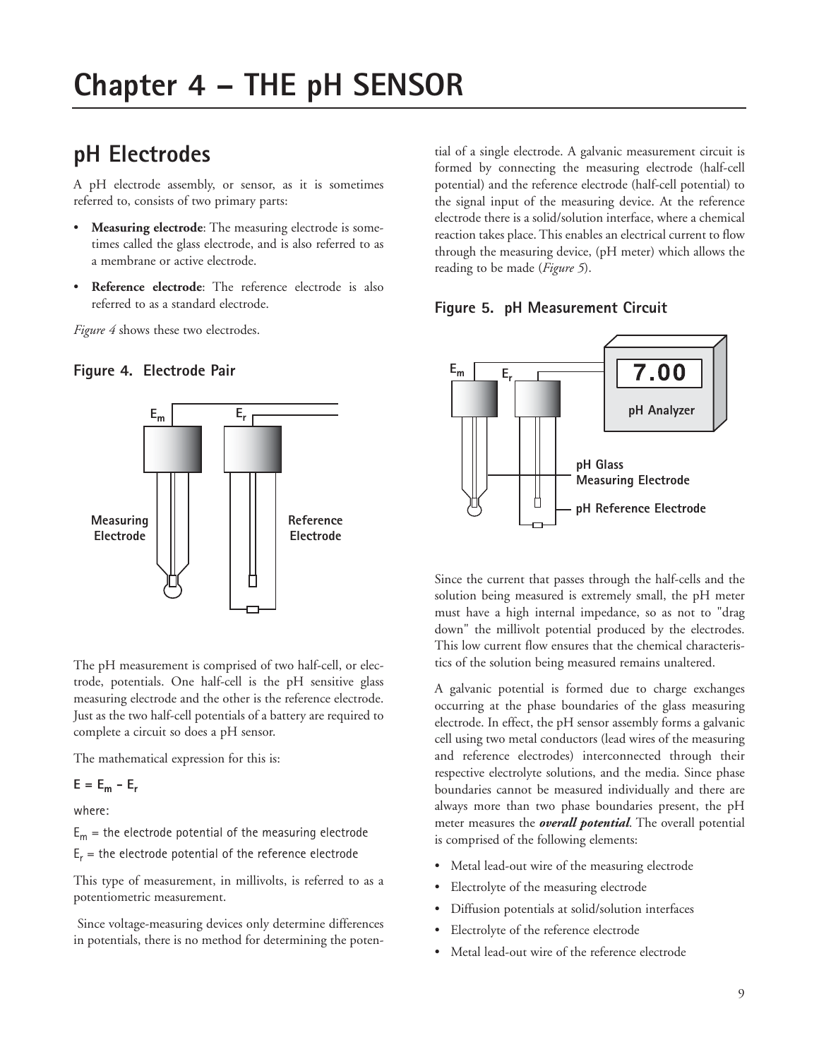# Chapter 4 – THE pH SENSOR

## pH Electrodes

A pH electrode assembly, or sensor, as it is sometimes referred to, consists of two primary parts:

- **Measuring electrode**: The measuring electrode is sometimes called the glass electrode, and is also referred to as a membrane or active electrode.
- **Reference electrode**: The reference electrode is also referred to as a standard electrode.

*Figure 4* shows these two electrodes.

### Figure 4. Electrode Pair

$E_m$

$E_r$

Measuring Electrode

Reference Electrode

The pH measurement is comprised of two half-cell, or electrode, potentials. One half-cell is the pH sensitive glass measuring electrode and the other is the reference electrode. Just as the two half-cell potentials of a battery are required to complete a circuit so does a pH sensor.

The mathematical expression for this is:

$$E = E_m - E_r$$

where:

$E_m$ = the electrode potential of the measuring electrode

$E_r$ = the electrode potential of the reference electrode

This type of measurement, in millivolts, is referred to as a potentiometric measurement.

Since voltage-measuring devices only determine differences in potentials, there is no method for determining the potential of a single electrode. A galvanic measurement circuit is formed by connecting the measuring electrode (half-cell potential) and the reference electrode (half-cell potential) to the signal input of the measuring device. At the reference electrode there is a solid/solution interface, where a chemical reaction takes place. This enables an electrical current to flow through the measuring device, (pH meter) which allows the reading to be made (*Figure 5*).

### Figure 5. pH Measurement Circuit

$E_m$

$E_r$

7.00

pH Analyzer

pH Glass Measuring Electrode

pH Reference Electrode

Since the current that passes through the half-cells and the solution being measured is extremely small, the pH meter must have a high internal impedance, so as not to "drag down" the millivolt potential produced by the electrodes. This low current flow ensures that the chemical characteristics of the solution being measured remains unaltered.

A galvanic potential is formed due to charge exchanges occurring at the phase boundaries of the glass measuring electrode. In effect, the pH sensor assembly forms a galvanic cell using two metal conductors (lead wires of the measuring and reference electrodes) interconnected through their respective electrolyte solutions, and the media. Since phase boundaries cannot be measured individually and there are always more than two phase boundaries present, the pH meter measures the ***overall potential***. The overall potential is comprised of the following elements:

- Metal lead-out wire of the measuring electrode
- Electrolyte of the measuring electrode
- Diffusion potentials at solid/solution interfaces
- Electrolyte of the reference electrode
- Metal lead-out wire of the reference electrode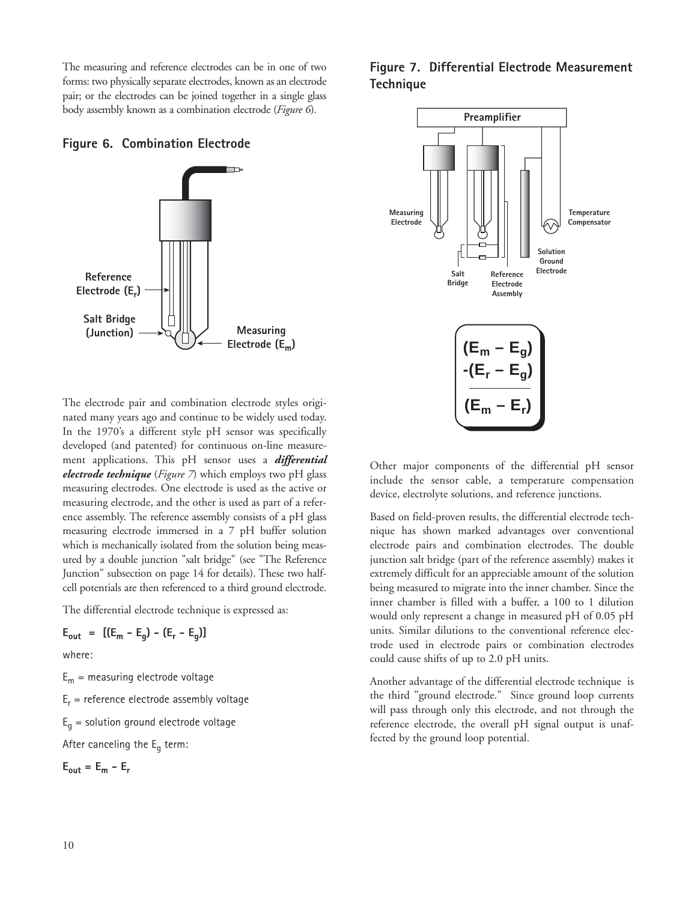The measuring and reference electrodes can be in one of two forms: two physically separate electrodes, known as an electrode pair; or the electrodes can be joined together in a single glass body assembly known as a combination electrode (*Figure 6*).

### Figure 6. Combination Electrode

Reference Electrode ($E_r$)

Salt Bridge (Junction)

Measuring Electrode ($E_m$)

The electrode pair and combination electrode styles originated many years ago and continue to be widely used today. In the 1970's a different style pH sensor was specifically developed (and patented) for continuous on-line measurement applications. This pH sensor uses a ***differential electrode technique*** (*Figure 7*) which employs two pH glass measuring electrodes. One electrode is used as the active or measuring electrode, and the other is used as part of a reference assembly. The reference assembly consists of a pH glass measuring electrode immersed in a 7 pH buffer solution which is mechanically isolated from the solution being measured by a double junction "salt bridge" (see "The Reference Junction" subsection on page 14 for details). These two half-cell potentials are then referenced to a third ground electrode.

The differential electrode technique is expressed as:

$$E_{out} = [(E_m - E_g) - (E_r - E_g)]$$

where:

$E_m$ = measuring electrode voltage

$E_r$ = reference electrode assembly voltage

$E_g$ = solution ground electrode voltage

After canceling the $E_g$ term:

$$E_{out} = E_m - E_r$$

### Figure 7. Differential Electrode Measurement Technique

Preamplifier

Measuring Electrode

Salt Bridge

Reference Electrode Assembly

Solution Ground Electrode

Temperature Compensator

$$\begin{array}{c}(E_m - E_g)\\ -(E_r - E_g)\\ \hline (E_m - E_r)\end{array}$$

Other major components of the differential pH sensor include the sensor cable, a temperature compensation device, electrolyte solutions, and reference junctions.

Based on field-proven results, the differential electrode technique has shown marked advantages over conventional electrode pairs and combination electrodes. The double junction salt bridge (part of the reference assembly) makes it extremely difficult for an appreciable amount of the solution being measured to migrate into the inner chamber. Since the inner chamber is filled with a buffer, a 100 to 1 dilution would only represent a change in measured pH of 0.05 pH units. Similar dilutions to the conventional reference electrode used in electrode pairs or combination electrodes could cause shifts of up to 2.0 pH units.

Another advantage of the differential electrode technique is the third "ground electrode." Since ground loop currents will pass through only this electrode, and not through the reference electrode, the overall pH signal output is unaffected by the ground loop potential.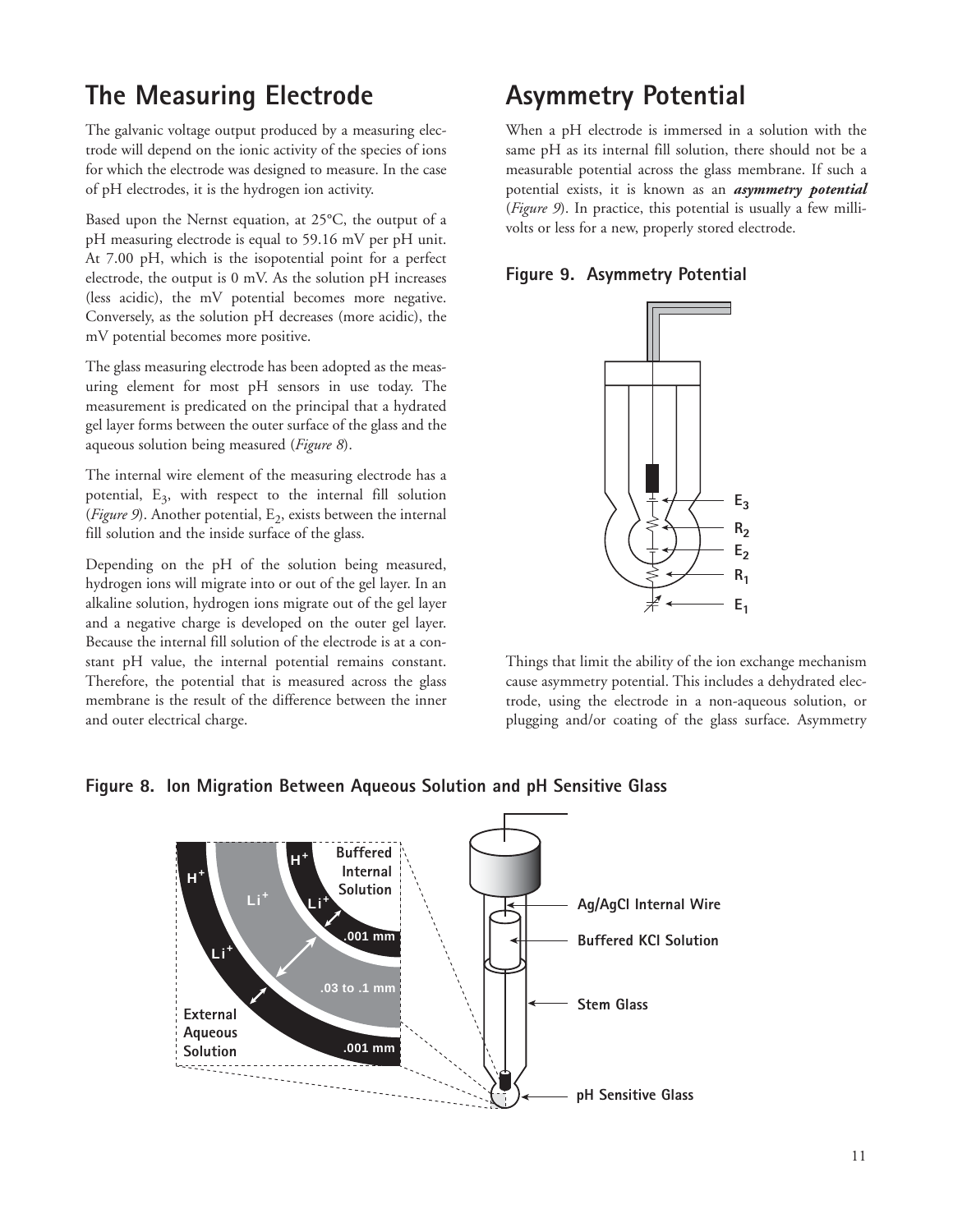## The Measuring Electrode

The galvanic voltage output produced by a measuring electrode will depend on the ionic activity of the species of ions for which the electrode was designed to measure. In the case of pH electrodes, it is the hydrogen ion activity.

Based upon the Nernst equation, at 25°C, the output of a pH measuring electrode is equal to 59.16 mV per pH unit. At 7.00 pH, which is the isopotential point for a perfect electrode, the output is 0 mV. As the solution pH increases (less acidic), the mV potential becomes more negative. Conversely, as the solution pH decreases (more acidic), the mV potential becomes more positive.

The glass measuring electrode has been adopted as the measuring element for most pH sensors in use today. The measurement is predicated on the principal that a hydrated gel layer forms between the outer surface of the glass and the aqueous solution being measured (*Figure 8*).

The internal wire element of the measuring electrode has a potential, $E_3$, with respect to the internal fill solution (*Figure 9*). Another potential, $E_2$, exists between the internal fill solution and the inside surface of the glass.

Depending on the pH of the solution being measured, hydrogen ions will migrate into or out of the gel layer. In an alkaline solution, hydrogen ions migrate out of the gel layer and a negative charge is developed on the outer gel layer. Because the internal fill solution of the electrode is at a constant pH value, the internal potential remains constant. Therefore, the potential that is measured across the glass membrane is the result of the difference between the inner and outer electrical charge.

## Asymmetry Potential

When a pH electrode is immersed in a solution with the same pH as its internal fill solution, there should not be a measurable potential across the glass membrane. If such a potential exists, it is known as an ***asymmetry potential*** (*Figure 9*). In practice, this potential is usually a few millivolts or less for a new, properly stored electrode.

**Figure 9. Asymmetry Potential**

$E_3$

$R_2$

$E_2$

$R_1$

$E_1$

Things that limit the ability of the ion exchange mechanism cause asymmetry potential. This includes a dehydrated electrode, using the electrode in a non-aqueous solution, or plugging and/or coating of the glass surface. Asymmetry

**Figure 8. Ion Migration Between Aqueous Solution and pH Sensitive Glass**

$H^+$

$Li^+$

$H^+$

$Li^+$

$Li^+$

Buffered Internal Solution

.001 mm

.03 to .1 mm

.001 mm

External Aqueous Solution

Ag/AgCl Internal Wire

Buffered KCl Solution

Stem Glass

pH Sensitive Glass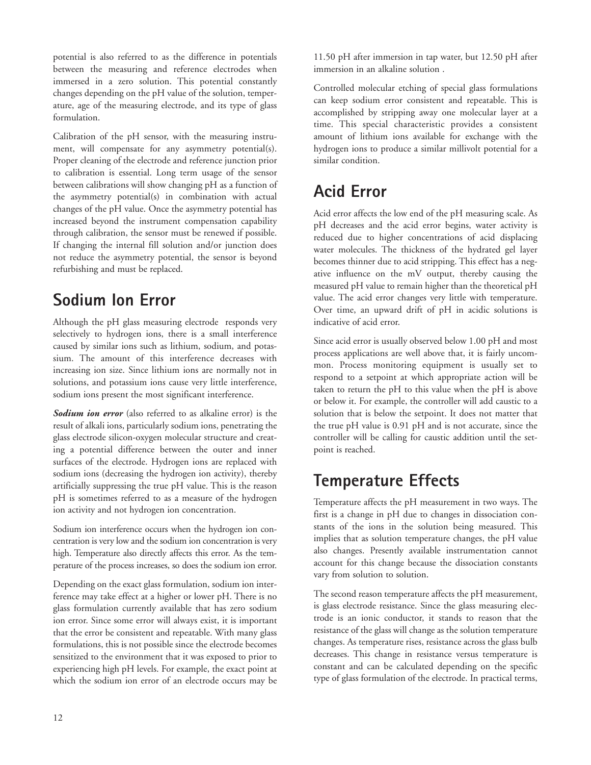potential is also referred to as the difference in potentials between the measuring and reference electrodes when immersed in a zero solution. This potential constantly changes depending on the pH value of the solution, temperature, age of the measuring electrode, and its type of glass formulation.

Calibration of the pH sensor, with the measuring instrument, will compensate for any asymmetry potential(s). Proper cleaning of the electrode and reference junction prior to calibration is essential. Long term usage of the sensor between calibrations will show changing pH as a function of the asymmetry potential(s) in combination with actual changes of the pH value. Once the asymmetry potential has increased beyond the instrument compensation capability through calibration, the sensor must be renewed if possible. If changing the internal fill solution and/or junction does not reduce the asymmetry potential, the sensor is beyond refurbishing and must be replaced.

## Sodium Ion Error

Although the pH glass measuring electrode responds very selectively to hydrogen ions, there is a small interference caused by similar ions such as lithium, sodium, and potassium. The amount of this interference decreases with increasing ion size. Since lithium ions are normally not in solutions, and potassium ions cause very little interference, sodium ions present the most significant interference.

***Sodium ion error*** (also referred to as alkaline error) is the result of alkali ions, particularly sodium ions, penetrating the glass electrode silicon-oxygen molecular structure and creating a potential difference between the outer and inner surfaces of the electrode. Hydrogen ions are replaced with sodium ions (decreasing the hydrogen ion activity), thereby artificially suppressing the true pH value. This is the reason pH is sometimes referred to as a measure of the hydrogen ion activity and not hydrogen ion concentration.

Sodium ion interference occurs when the hydrogen ion concentration is very low and the sodium ion concentration is very high. Temperature also directly affects this error. As the temperature of the process increases, so does the sodium ion error.

Depending on the exact glass formulation, sodium ion interference may take effect at a higher or lower pH. There is no glass formulation currently available that has zero sodium ion error. Since some error will always exist, it is important that the error be consistent and repeatable. With many glass formulations, this is not possible since the electrode becomes sensitized to the environment that it was exposed to prior to experiencing high pH levels. For example, the exact point at which the sodium ion error of an electrode occurs may be 11.50 pH after immersion in tap water, but 12.50 pH after immersion in an alkaline solution .

Controlled molecular etching of special glass formulations can keep sodium error consistent and repeatable. This is accomplished by stripping away one molecular layer at a time. This special characteristic provides a consistent amount of lithium ions available for exchange with the hydrogen ions to produce a similar millivolt potential for a similar condition.

## Acid Error

Acid error affects the low end of the pH measuring scale. As pH decreases and the acid error begins, water activity is reduced due to higher concentrations of acid displacing water molecules. The thickness of the hydrated gel layer becomes thinner due to acid stripping. This effect has a negative influence on the mV output, thereby causing the measured pH value to remain higher than the theoretical pH value. The acid error changes very little with temperature. Over time, an upward drift of pH in acidic solutions is indicative of acid error.

Since acid error is usually observed below 1.00 pH and most process applications are well above that, it is fairly uncommon. Process monitoring equipment is usually set to respond to a setpoint at which appropriate action will be taken to return the pH to this value when the pH is above or below it. For example, the controller will add caustic to a solution that is below the setpoint. It does not matter that the true pH value is 0.91 pH and is not accurate, since the controller will be calling for caustic addition until the setpoint is reached.

## Temperature Effects

Temperature affects the pH measurement in two ways. The first is a change in pH due to changes in dissociation constants of the ions in the solution being measured. This implies that as solution temperature changes, the pH value also changes. Presently available instrumentation cannot account for this change because the dissociation constants vary from solution to solution.

The second reason temperature affects the pH measurement, is glass electrode resistance. Since the glass measuring electrode is an ionic conductor, it stands to reason that the resistance of the glass will change as the solution temperature changes. As temperature rises, resistance across the glass bulb decreases. This change in resistance versus temperature is constant and can be calculated depending on the specific type of glass formulation of the electrode. In practical terms,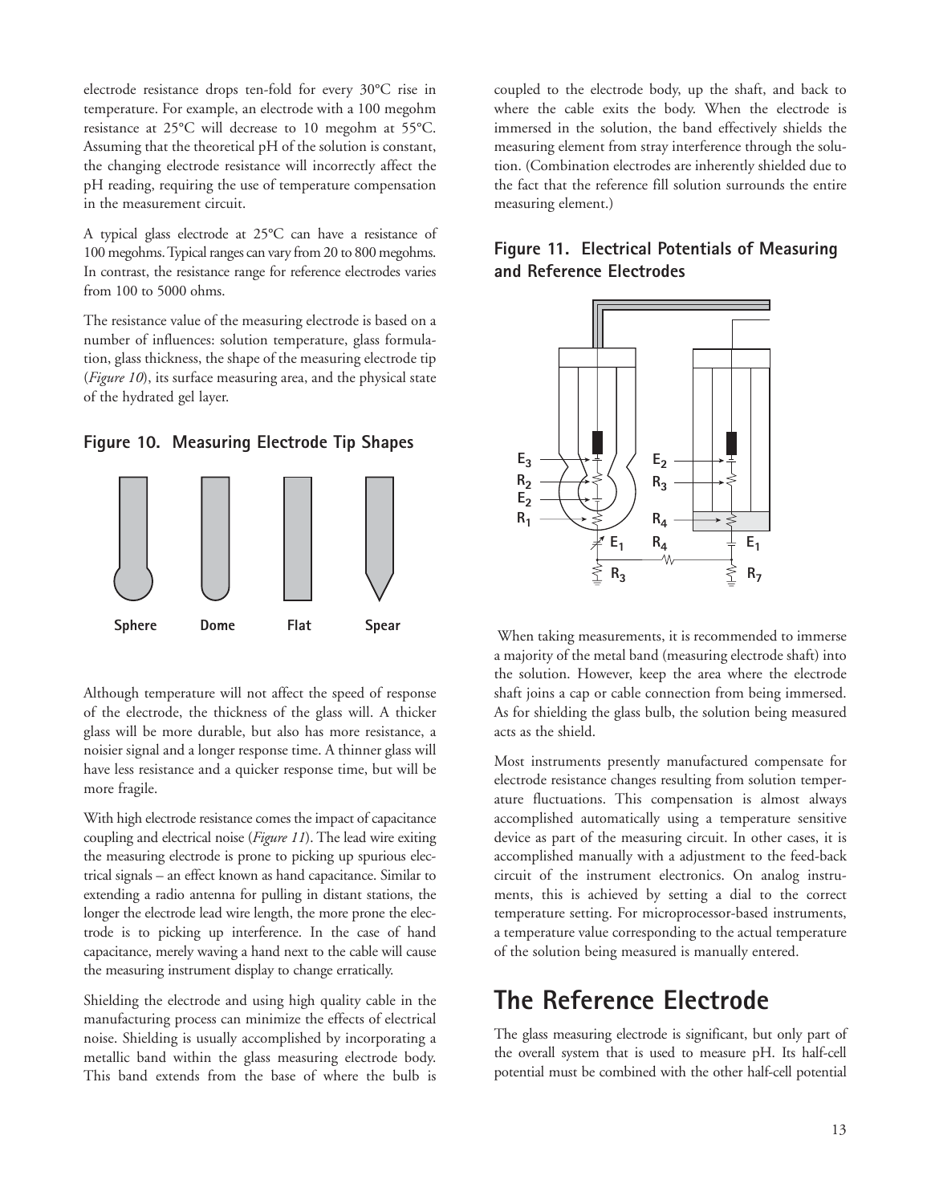electrode resistance drops ten-fold for every 30°C rise in temperature. For example, an electrode with a 100 megohm resistance at 25°C will decrease to 10 megohm at 55°C. Assuming that the theoretical pH of the solution is constant, the changing electrode resistance will incorrectly affect the pH reading, requiring the use of temperature compensation in the measurement circuit.

A typical glass electrode at 25°C can have a resistance of 100 megohms. Typical ranges can vary from 20 to 800 megohms. In contrast, the resistance range for reference electrodes varies from 100 to 5000 ohms.

The resistance value of the measuring electrode is based on a number of influences: solution temperature, glass formulation, glass thickness, the shape of the measuring electrode tip (*Figure 10*), its surface measuring area, and the physical state of the hydrated gel layer.

**Figure 10. Measuring Electrode Tip Shapes**

Sphere

Dome

Flat

Spear

Although temperature will not affect the speed of response of the electrode, the thickness of the glass will. A thicker glass will be more durable, but also has more resistance, a noisier signal and a longer response time. A thinner glass will have less resistance and a quicker response time, but will be more fragile.

With high electrode resistance comes the impact of capacitance coupling and electrical noise (*Figure 11*). The lead wire exiting the measuring electrode is prone to picking up spurious electrical signals – an effect known as hand capacitance. Similar to extending a radio antenna for pulling in distant stations, the longer the electrode lead wire length, the more prone the electrode is to picking up interference. In the case of hand capacitance, merely waving a hand next to the cable will cause the measuring instrument display to change erratically.

Shielding the electrode and using high quality cable in the manufacturing process can minimize the effects of electrical noise. Shielding is usually accomplished by incorporating a metallic band within the glass measuring electrode body. This band extends from the base of where the bulb is coupled to the electrode body, up the shaft, and back to where the cable exits the body. When the electrode is immersed in the solution, the band effectively shields the measuring element from stray interference through the solution. (Combination electrodes are inherently shielded due to the fact that the reference fill solution surrounds the entire measuring element.)

**Figure 11. Electrical Potentials of Measuring and Reference Electrodes**

$E_3$

$R_2$

$E_2$

$R_1$

$E_1$

$R_3$

$E_2$

$R_3$

$R_4$

$R_4$

$E_1$

$R_7$

When taking measurements, it is recommended to immerse a majority of the metal band (measuring electrode shaft) into the solution. However, keep the area where the electrode shaft joins a cap or cable connection from being immersed. As for shielding the glass bulb, the solution being measured acts as the shield.

Most instruments presently manufactured compensate for electrode resistance changes resulting from solution temperature fluctuations. This compensation is almost always accomplished automatically using a temperature sensitive device as part of the measuring circuit. In other cases, it is accomplished manually with a adjustment to the feed-back circuit of the instrument electronics. On analog instruments, this is achieved by setting a dial to the correct temperature setting. For microprocessor-based instruments, a temperature value corresponding to the actual temperature of the solution being measured is manually entered.

# The Reference Electrode

The glass measuring electrode is significant, but only part of the overall system that is used to measure pH. Its half-cell potential must be combined with the other half-cell potential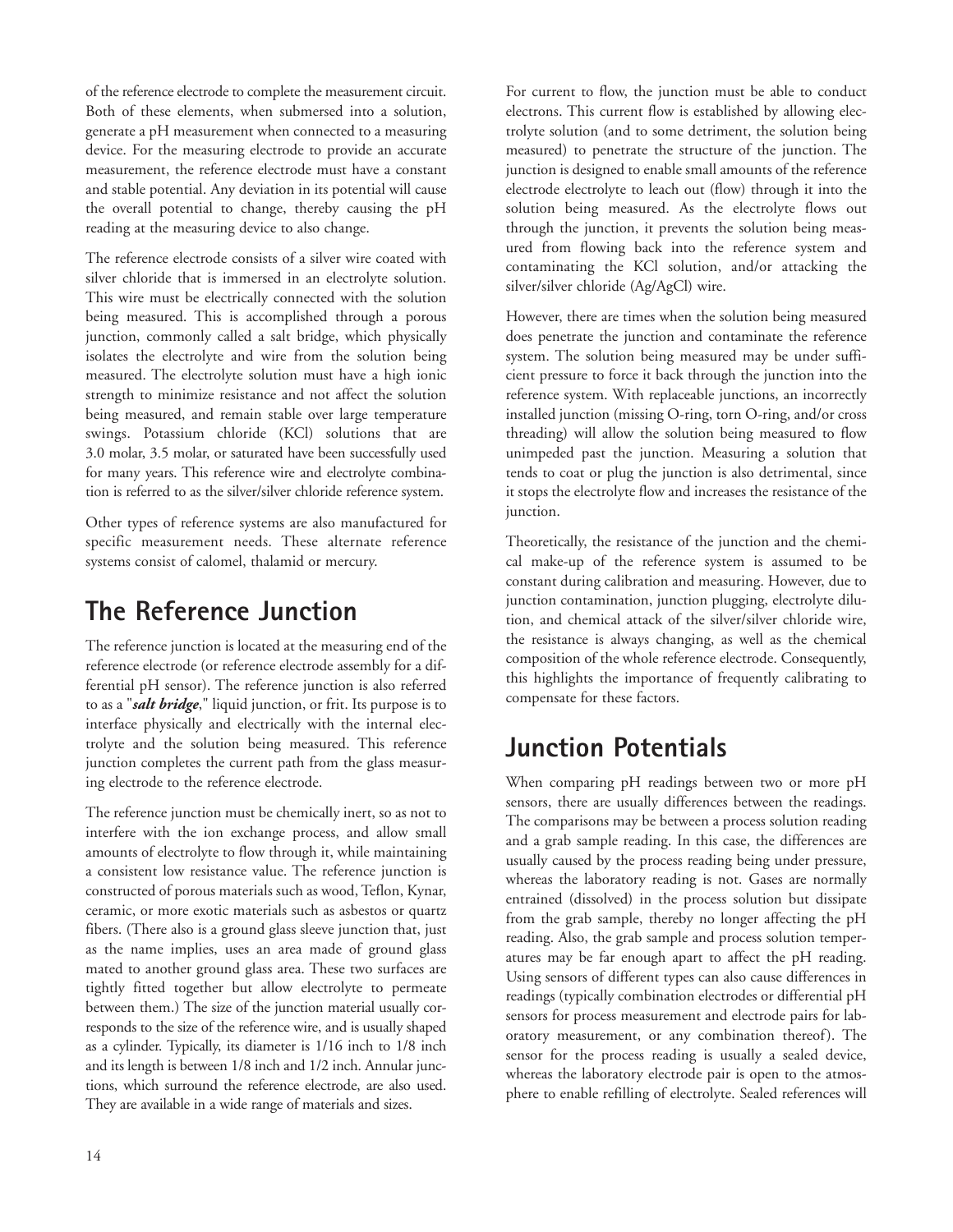of the reference electrode to complete the measurement circuit. Both of these elements, when submersed into a solution, generate a pH measurement when connected to a measuring device. For the measuring electrode to provide an accurate measurement, the reference electrode must have a constant and stable potential. Any deviation in its potential will cause the overall potential to change, thereby causing the pH reading at the measuring device to also change.

The reference electrode consists of a silver wire coated with silver chloride that is immersed in an electrolyte solution. This wire must be electrically connected with the solution being measured. This is accomplished through a porous junction, commonly called a salt bridge, which physically isolates the electrolyte and wire from the solution being measured. The electrolyte solution must have a high ionic strength to minimize resistance and not affect the solution being measured, and remain stable over large temperature swings. Potassium chloride (KCl) solutions that are 3.0 molar, 3.5 molar, or saturated have been successfully used for many years. This reference wire and electrolyte combination is referred to as the silver/silver chloride reference system.

Other types of reference systems are also manufactured for specific measurement needs. These alternate reference systems consist of calomel, thalamid or mercury.

## The Reference Junction

The reference junction is located at the measuring end of the reference electrode (or reference electrode assembly for a differential pH sensor). The reference junction is also referred to as a "***salt bridge***," liquid junction, or frit. Its purpose is to interface physically and electrically with the internal electrolyte and the solution being measured. This reference junction completes the current path from the glass measuring electrode to the reference electrode.

The reference junction must be chemically inert, so as not to interfere with the ion exchange process, and allow small amounts of electrolyte to flow through it, while maintaining a consistent low resistance value. The reference junction is constructed of porous materials such as wood, Teflon, Kynar, ceramic, or more exotic materials such as asbestos or quartz fibers. (There also is a ground glass sleeve junction that, just as the name implies, uses an area made of ground glass mated to another ground glass area. These two surfaces are tightly fitted together but allow electrolyte to permeate between them.) The size of the junction material usually corresponds to the size of the reference wire, and is usually shaped as a cylinder. Typically, its diameter is 1/16 inch to 1/8 inch and its length is between 1/8 inch and 1/2 inch. Annular junctions, which surround the reference electrode, are also used. They are available in a wide range of materials and sizes.

For current to flow, the junction must be able to conduct electrons. This current flow is established by allowing electrolyte solution (and to some detriment, the solution being measured) to penetrate the structure of the junction. The junction is designed to enable small amounts of the reference electrode electrolyte to leach out (flow) through it into the solution being measured. As the electrolyte flows out through the junction, it prevents the solution being measured from flowing back into the reference system and contaminating the KCl solution, and/or attacking the silver/silver chloride (Ag/AgCl) wire.

However, there are times when the solution being measured does penetrate the junction and contaminate the reference system. The solution being measured may be under sufficient pressure to force it back through the junction into the reference system. With replaceable junctions, an incorrectly installed junction (missing O-ring, torn O-ring, and/or cross threading) will allow the solution being measured to flow unimpeded past the junction. Measuring a solution that tends to coat or plug the junction is also detrimental, since it stops the electrolyte flow and increases the resistance of the junction.

Theoretically, the resistance of the junction and the chemical make-up of the reference system is assumed to be constant during calibration and measuring. However, due to junction contamination, junction plugging, electrolyte dilution, and chemical attack of the silver/silver chloride wire, the resistance is always changing, as well as the chemical composition of the whole reference electrode. Consequently, this highlights the importance of frequently calibrating to compensate for these factors.

## Junction Potentials

When comparing pH readings between two or more pH sensors, there are usually differences between the readings. The comparisons may be between a process solution reading and a grab sample reading. In this case, the differences are usually caused by the process reading being under pressure, whereas the laboratory reading is not. Gases are normally entrained (dissolved) in the process solution but dissipate from the grab sample, thereby no longer affecting the pH reading. Also, the grab sample and process solution temperatures may be far enough apart to affect the pH reading. Using sensors of different types can also cause differences in readings (typically combination electrodes or differential pH sensors for process measurement and electrode pairs for laboratory measurement, or any combination thereof). The sensor for the process reading is usually a sealed device, whereas the laboratory electrode pair is open to the atmosphere to enable refilling of electrolyte. Sealed references will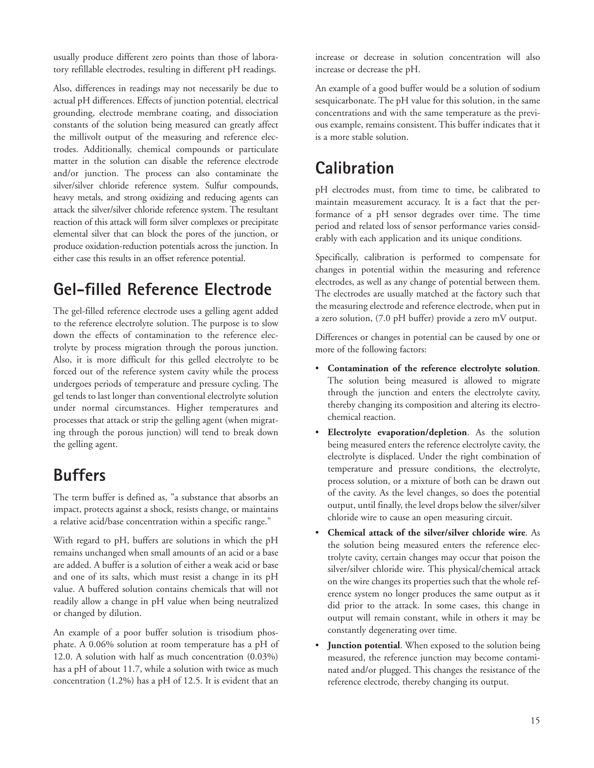usually produce different zero points than those of laboratory refillable electrodes, resulting in different pH readings.

Also, differences in readings may not necessarily be due to actual pH differences. Effects of junction potential, electrical grounding, electrode membrane coating, and dissociation constants of the solution being measured can greatly affect the millivolt output of the measuring and reference electrodes. Additionally, chemical compounds or particulate matter in the solution can disable the reference electrode and/or junction. The process can also contaminate the silver/silver chloride reference system. Sulfur compounds, heavy metals, and strong oxidizing and reducing agents can attack the silver/silver chloride reference system. The resultant reaction of this attack will form silver complexes or precipitate elemental silver that can block the pores of the junction, or produce oxidation-reduction potentials across the junction. In either case this results in an offset reference potential.

## Gel-filled Reference Electrode

The gel-filled reference electrode uses a gelling agent added to the reference electrolyte solution. The purpose is to slow down the effects of contamination to the reference electrolyte by process migration through the porous junction. Also, it is more difficult for this gelled electrolyte to be forced out of the reference system cavity while the process undergoes periods of temperature and pressure cycling. The gel tends to last longer than conventional electrolyte solution under normal circumstances. Higher temperatures and processes that attack or strip the gelling agent (when migrating through the porous junction) will tend to break down the gelling agent.

## Buffers

The term buffer is defined as, "a substance that absorbs an impact, protects against a shock, resists change, or maintains a relative acid/base concentration within a specific range."

With regard to pH, buffers are solutions in which the pH remains unchanged when small amounts of an acid or a base are added. A buffer is a solution of either a weak acid or base and one of its salts, which must resist a change in its pH value. A buffered solution contains chemicals that will not readily allow a change in pH value when being neutralized or changed by dilution.

An example of a poor buffer solution is trisodium phosphate. A 0.06% solution at room temperature has a pH of 12.0. A solution with half as much concentration (0.03%) has a pH of about 11.7, while a solution with twice as much concentration (1.2%) has a pH of 12.5. It is evident that an increase or decrease in solution concentration will also increase or decrease the pH.

An example of a good buffer would be a solution of sodium sesquicarbonate. The pH value for this solution, in the same concentrations and with the same temperature as the previous example, remains consistent. This buffer indicates that it is a more stable solution.

## Calibration

pH electrodes must, from time to time, be calibrated to maintain measurement accuracy. It is a fact that the performance of a pH sensor degrades over time. The time period and related loss of sensor performance varies considerably with each application and its unique conditions.

Specifically, calibration is performed to compensate for changes in potential within the measuring and reference electrodes, as well as any change of potential between them. The electrodes are usually matched at the factory such that the measuring electrode and reference electrode, when put in a zero solution, (7.0 pH buffer) provide a zero mV output.

Differences or changes in potential can be caused by one or more of the following factors:

- **Contamination of the reference electrolyte solution**. The solution being measured is allowed to migrate through the junction and enters the electrolyte cavity, thereby changing its composition and altering its electrochemical reaction.
- **Electrolyte evaporation/depletion**. As the solution being measured enters the reference electrolyte cavity, the electrolyte is displaced. Under the right combination of temperature and pressure conditions, the electrolyte, process solution, or a mixture of both can be drawn out of the cavity. As the level changes, so does the potential output, until finally, the level drops below the silver/silver chloride wire to cause an open measuring circuit.
- **Chemical attack of the silver/silver chloride wire**. As the solution being measured enters the reference electrolyte cavity, certain changes may occur that poison the silver/silver chloride wire. This physical/chemical attack on the wire changes its properties such that the whole reference system no longer produces the same output as it did prior to the attack. In some cases, this change in output will remain constant, while in others it may be constantly degenerating over time.
- **Junction potential**. When exposed to the solution being measured, the reference junction may become contaminated and/or plugged. This changes the resistance of the reference electrode, thereby changing its output.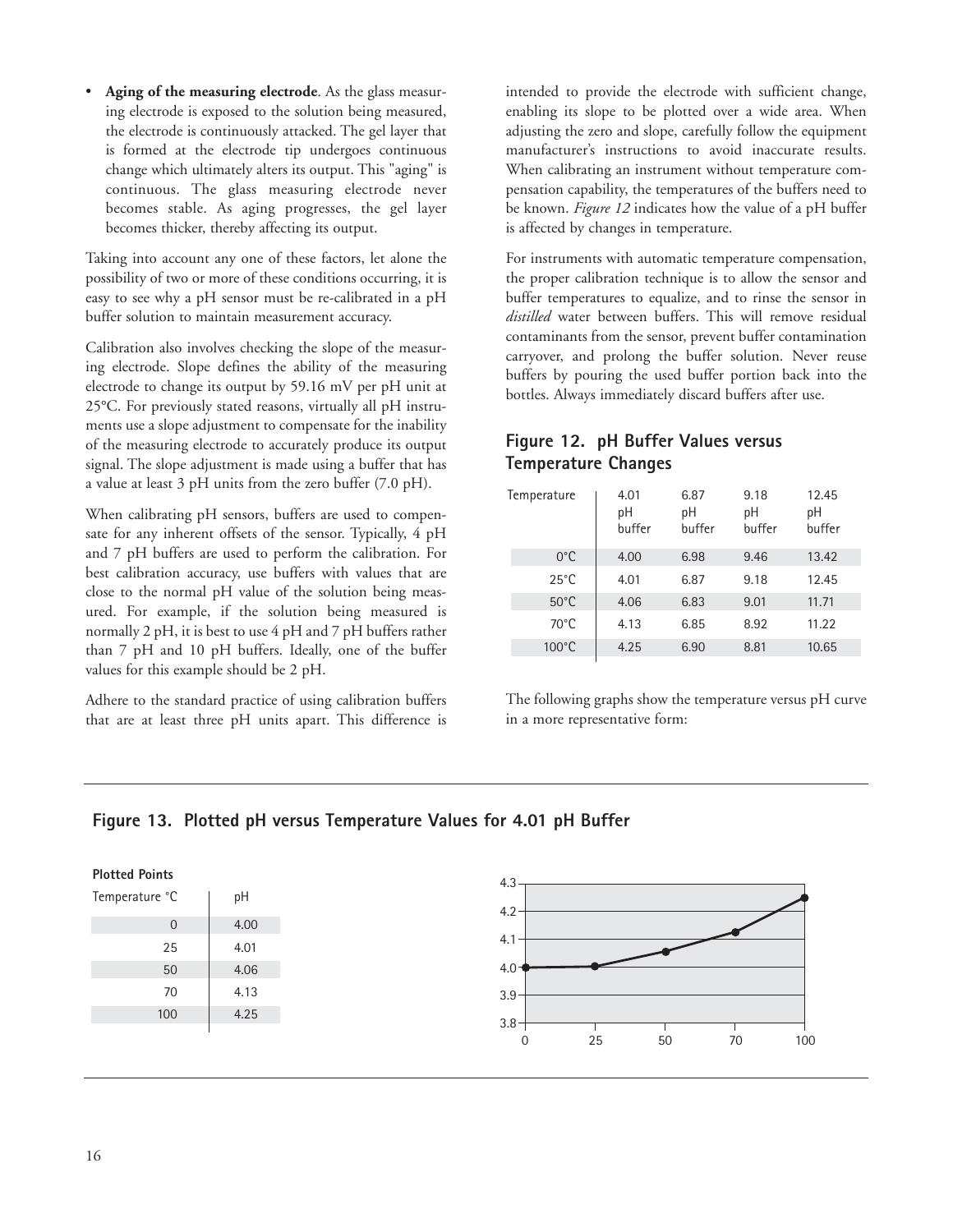- **Aging of the measuring electrode**. As the glass measuring electrode is exposed to the solution being measured, the electrode is continuously attacked. The gel layer that is formed at the electrode tip undergoes continuous change which ultimately alters its output. This "aging" is continuous. The glass measuring electrode never becomes stable. As aging progresses, the gel layer becomes thicker, thereby affecting its output.

Taking into account any one of these factors, let alone the possibility of two or more of these conditions occurring, it is easy to see why a pH sensor must be re-calibrated in a pH buffer solution to maintain measurement accuracy.

Calibration also involves checking the slope of the measuring electrode. Slope defines the ability of the measuring electrode to change its output by 59.16 mV per pH unit at 25°C. For previously stated reasons, virtually all pH instruments use a slope adjustment to compensate for the inability of the measuring electrode to accurately produce its output signal. The slope adjustment is made using a buffer that has a value at least 3 pH units from the zero buffer (7.0 pH).

When calibrating pH sensors, buffers are used to compensate for any inherent offsets of the sensor. Typically, 4 pH and 7 pH buffers are used to perform the calibration. For best calibration accuracy, use buffers with values that are close to the normal pH value of the solution being measured. For example, if the solution being measured is normally 2 pH, it is best to use 4 pH and 7 pH buffers rather than 7 pH and 10 pH buffers. Ideally, one of the buffer values for this example should be 2 pH.

Adhere to the standard practice of using calibration buffers that are at least three pH units apart. This difference is intended to provide the electrode with sufficient change, enabling its slope to be plotted over a wide area. When adjusting the zero and slope, carefully follow the equipment manufacturer's instructions to avoid inaccurate results. When calibrating an instrument without temperature compensation capability, the temperatures of the buffers need to be known. *Figure 12* indicates how the value of a pH buffer is affected by changes in temperature.

For instruments with automatic temperature compensation, the proper calibration technique is to allow the sensor and buffer temperatures to equalize, and to rinse the sensor in *distilled* water between buffers. This will remove residual contaminants from the sensor, prevent buffer contamination carryover, and prolong the buffer solution. Never reuse buffers by pouring the used buffer portion back into the bottles. Always immediately discard buffers after use.

## Figure 12. pH Buffer Values versus Temperature Changes

| Temperature | 4.01 pH buffer | 6.87 pH buffer | 9.18 pH buffer | 12.45 pH buffer |
|---|---|---|---|---|
| 0°C | 4.00 | 6.98 | 9.46 | 13.42 |
| 25°C | 4.01 | 6.87 | 9.18 | 12.45 |
| 50°C | 4.06 | 6.83 | 9.01 | 11.71 |
| 70°C | 4.13 | 6.85 | 8.92 | 11.22 |
| 100°C | 4.25 | 6.90 | 8.81 | 10.65 |

The following graphs show the temperature versus pH curve in a more representative form:

## Figure 13. Plotted pH versus Temperature Values for 4.01 pH Buffer

**Plotted Points**

| Temperature °C | pH |
|---|---|
| 0 | 4.00 |
| 25 | 4.01 |
| 50 | 4.06 |
| 70 | 4.13 |
| 100 | 4.25 |

4.3
4.2
4.1
4.0
3.9
3.8
0 25 50 70 100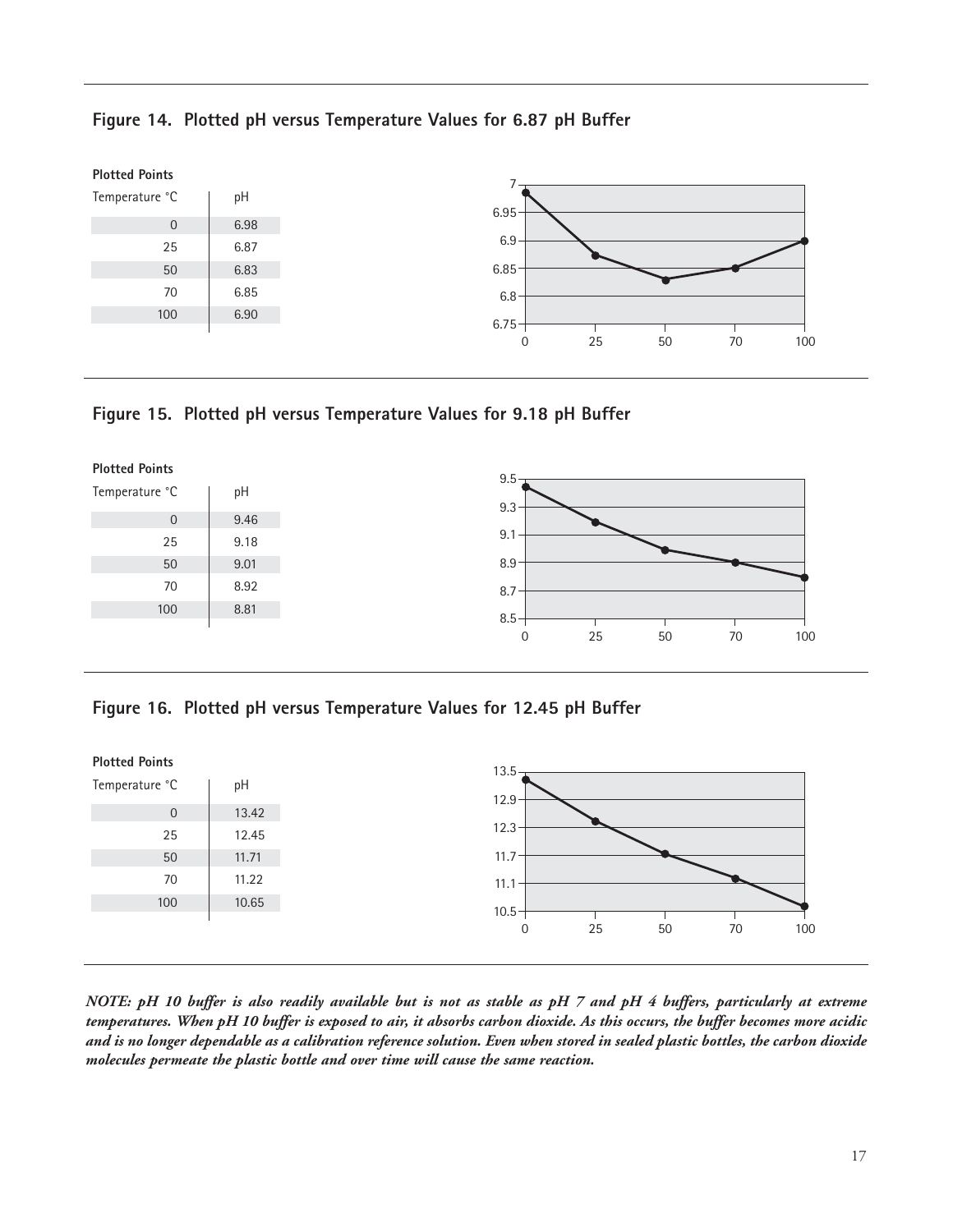## Figure 14. Plotted pH versus Temperature Values for 6.87 pH Buffer

**Plotted Points**

| Temperature °C | pH |
|---|---|
| 0 | 6.98 |
| 25 | 6.87 |
| 50 | 6.83 |
| 70 | 6.85 |
| 100 | 6.90 |

7
6.95
6.9
6.85
6.8
6.75
0 25 50 70 100

## Figure 15. Plotted pH versus Temperature Values for 9.18 pH Buffer

**Plotted Points**

| Temperature °C | pH |
|---|---|
| 0 | 9.46 |
| 25 | 9.18 |
| 50 | 9.01 |
| 70 | 8.92 |
| 100 | 8.81 |

9.5
9.3
9.1
8.9
8.7
8.5
0 25 50 70 100

## Figure 16. Plotted pH versus Temperature Values for 12.45 pH Buffer

**Plotted Points**

| Temperature °C | pH |
|---|---|
| 0 | 13.42 |
| 25 | 12.45 |
| 50 | 11.71 |
| 70 | 11.22 |
| 100 | 10.65 |

13.5
12.9
12.3
11.7
11.1
10.5
0 25 50 70 100

***NOTE: pH 10 buffer is also readily available but is not as stable as pH 7 and pH 4 buffers, particularly at extreme temperatures. When pH 10 buffer is exposed to air, it absorbs carbon dioxide. As this occurs, the buffer becomes more acidic and is no longer dependable as a calibration reference solution. Even when stored in sealed plastic bottles, the carbon dioxide molecules permeate the plastic bottle and over time will cause the same reaction.***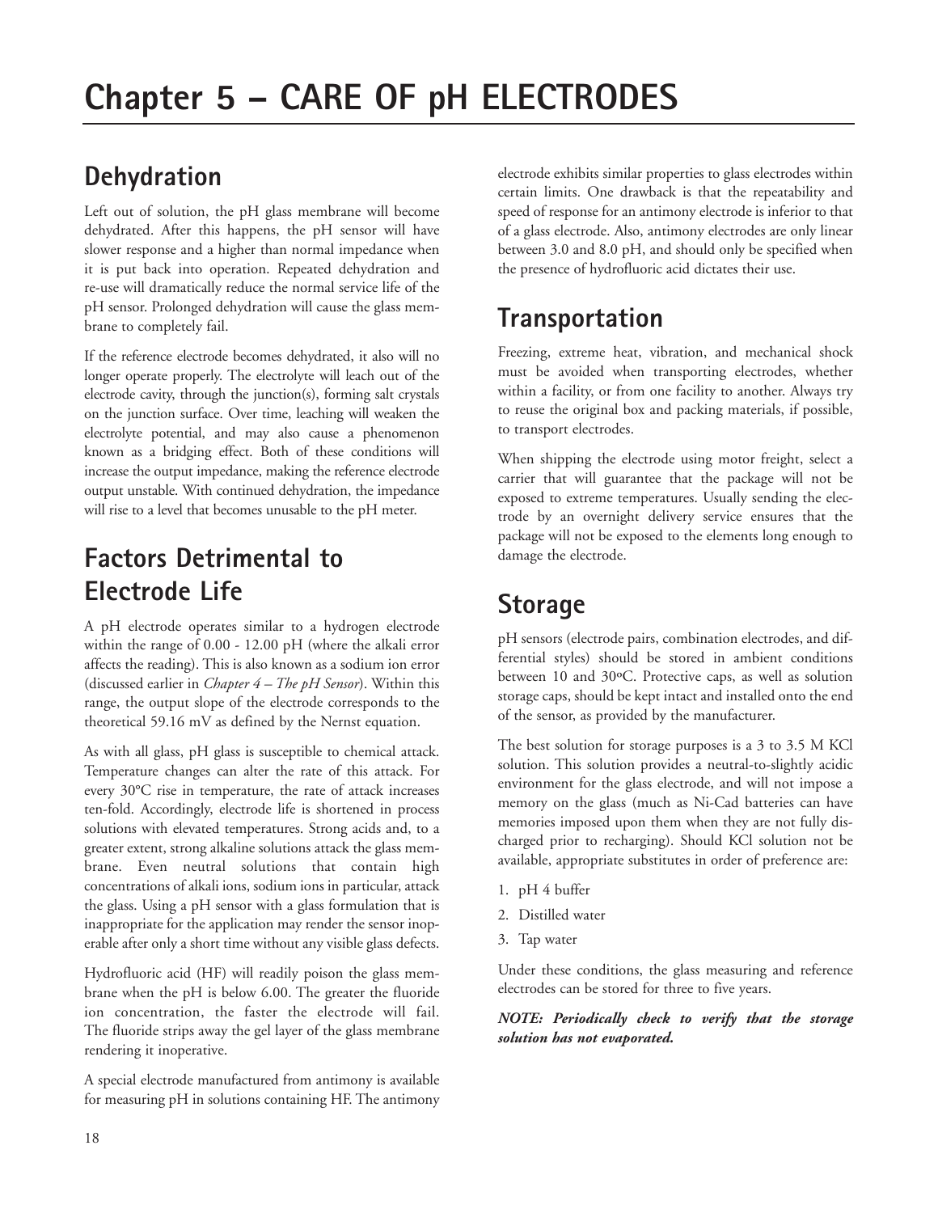# Chapter 5 – CARE OF pH ELECTRODES

## Dehydration

Left out of solution, the pH glass membrane will become dehydrated. After this happens, the pH sensor will have slower response and a higher than normal impedance when it is put back into operation. Repeated dehydration and re-use will dramatically reduce the normal service life of the pH sensor. Prolonged dehydration will cause the glass membrane to completely fail.

If the reference electrode becomes dehydrated, it also will no longer operate properly. The electrolyte will leach out of the electrode cavity, through the junction(s), forming salt crystals on the junction surface. Over time, leaching will weaken the electrolyte potential, and may also cause a phenomenon known as a bridging effect. Both of these conditions will increase the output impedance, making the reference electrode output unstable. With continued dehydration, the impedance will rise to a level that becomes unusable to the pH meter.

## Factors Detrimental to Electrode Life

A pH electrode operates similar to a hydrogen electrode within the range of 0.00 - 12.00 pH (where the alkali error affects the reading). This is also known as a sodium ion error (discussed earlier in *Chapter 4 – The pH Sensor*). Within this range, the output slope of the electrode corresponds to the theoretical 59.16 mV as defined by the Nernst equation.

As with all glass, pH glass is susceptible to chemical attack. Temperature changes can alter the rate of this attack. For every 30°C rise in temperature, the rate of attack increases ten-fold. Accordingly, electrode life is shortened in process solutions with elevated temperatures. Strong acids and, to a greater extent, strong alkaline solutions attack the glass membrane. Even neutral solutions that contain high concentrations of alkali ions, sodium ions in particular, attack the glass. Using a pH sensor with a glass formulation that is inappropriate for the application may render the sensor inoperable after only a short time without any visible glass defects.

Hydrofluoric acid (HF) will readily poison the glass membrane when the pH is below 6.00. The greater the fluoride ion concentration, the faster the electrode will fail. The fluoride strips away the gel layer of the glass membrane rendering it inoperative.

A special electrode manufactured from antimony is available for measuring pH in solutions containing HF. The antimony electrode exhibits similar properties to glass electrodes within certain limits. One drawback is that the repeatability and speed of response for an antimony electrode is inferior to that of a glass electrode. Also, antimony electrodes are only linear between 3.0 and 8.0 pH, and should only be specified when the presence of hydrofluoric acid dictates their use.

## Transportation

Freezing, extreme heat, vibration, and mechanical shock must be avoided when transporting electrodes, whether within a facility, or from one facility to another. Always try to reuse the original box and packing materials, if possible, to transport electrodes.

When shipping the electrode using motor freight, select a carrier that will guarantee that the package will not be exposed to extreme temperatures. Usually sending the electrode by an overnight delivery service ensures that the package will not be exposed to the elements long enough to damage the electrode.

## Storage

pH sensors (electrode pairs, combination electrodes, and differential styles) should be stored in ambient conditions between 10 and 30ºC. Protective caps, as well as solution storage caps, should be kept intact and installed onto the end of the sensor, as provided by the manufacturer.

The best solution for storage purposes is a 3 to 3.5 M KCl solution. This solution provides a neutral-to-slightly acidic environment for the glass electrode, and will not impose a memory on the glass (much as Ni-Cad batteries can have memories imposed upon them when they are not fully discharged prior to recharging). Should KCl solution not be available, appropriate substitutes in order of preference are:

1. pH 4 buffer
2. Distilled water
3. Tap water

Under these conditions, the glass measuring and reference electrodes can be stored for three to five years.

***NOTE: Periodically check to verify that the storage solution has not evaporated.***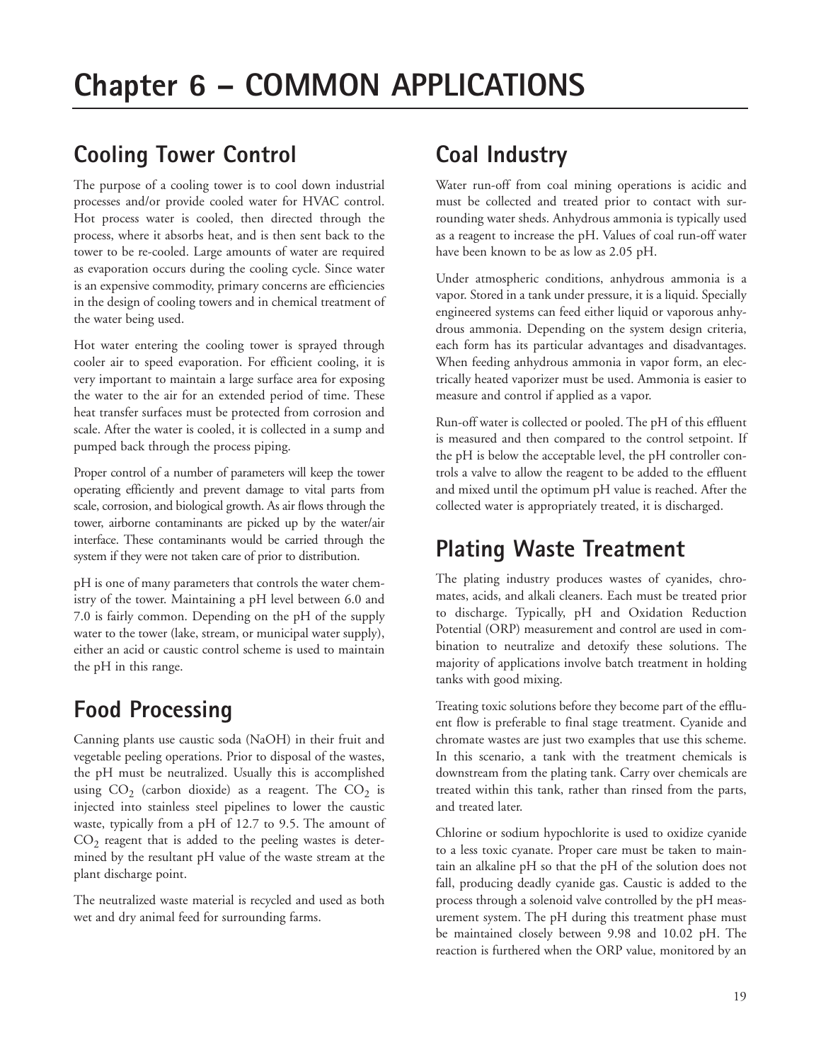# Chapter 6 – COMMON APPLICATIONS

## Cooling Tower Control

The purpose of a cooling tower is to cool down industrial processes and/or provide cooled water for HVAC control. Hot process water is cooled, then directed through the process, where it absorbs heat, and is then sent back to the tower to be re-cooled. Large amounts of water are required as evaporation occurs during the cooling cycle. Since water is an expensive commodity, primary concerns are efficiencies in the design of cooling towers and in chemical treatment of the water being used.

Hot water entering the cooling tower is sprayed through cooler air to speed evaporation. For efficient cooling, it is very important to maintain a large surface area for exposing the water to the air for an extended period of time. These heat transfer surfaces must be protected from corrosion and scale. After the water is cooled, it is collected in a sump and pumped back through the process piping.

Proper control of a number of parameters will keep the tower operating efficiently and prevent damage to vital parts from scale, corrosion, and biological growth. As air flows through the tower, airborne contaminants are picked up by the water/air interface. These contaminants would be carried through the system if they were not taken care of prior to distribution.

pH is one of many parameters that controls the water chemistry of the tower. Maintaining a pH level between 6.0 and 7.0 is fairly common. Depending on the pH of the supply water to the tower (lake, stream, or municipal water supply), either an acid or caustic control scheme is used to maintain the pH in this range.

## Food Processing

Canning plants use caustic soda (NaOH) in their fruit and vegetable peeling operations. Prior to disposal of the wastes, the pH must be neutralized. Usually this is accomplished using $CO_2$ (carbon dioxide) as a reagent. The $CO_2$ is injected into stainless steel pipelines to lower the caustic waste, typically from a pH of 12.7 to 9.5. The amount of $CO_2$ reagent that is added to the peeling wastes is determined by the resultant pH value of the waste stream at the plant discharge point.

The neutralized waste material is recycled and used as both wet and dry animal feed for surrounding farms.

## Coal Industry

Water run-off from coal mining operations is acidic and must be collected and treated prior to contact with surrounding water sheds. Anhydrous ammonia is typically used as a reagent to increase the pH. Values of coal run-off water have been known to be as low as 2.05 pH.

Under atmospheric conditions, anhydrous ammonia is a vapor. Stored in a tank under pressure, it is a liquid. Specially engineered systems can feed either liquid or vaporous anhydrous ammonia. Depending on the system design criteria, each form has its particular advantages and disadvantages. When feeding anhydrous ammonia in vapor form, an electrically heated vaporizer must be used. Ammonia is easier to measure and control if applied as a vapor.

Run-off water is collected or pooled. The pH of this effluent is measured and then compared to the control setpoint. If the pH is below the acceptable level, the pH controller controls a valve to allow the reagent to be added to the effluent and mixed until the optimum pH value is reached. After the collected water is appropriately treated, it is discharged.

## Plating Waste Treatment

The plating industry produces wastes of cyanides, chromates, acids, and alkali cleaners. Each must be treated prior to discharge. Typically, pH and Oxidation Reduction Potential (ORP) measurement and control are used in combination to neutralize and detoxify these solutions. The majority of applications involve batch treatment in holding tanks with good mixing.

Treating toxic solutions before they become part of the effluent flow is preferable to final stage treatment. Cyanide and chromate wastes are just two examples that use this scheme. In this scenario, a tank with the treatment chemicals is downstream from the plating tank. Carry over chemicals are treated within this tank, rather than rinsed from the parts, and treated later.

Chlorine or sodium hypochlorite is used to oxidize cyanide to a less toxic cyanate. Proper care must be taken to maintain an alkaline pH so that the pH of the solution does not fall, producing deadly cyanide gas. Caustic is added to the process through a solenoid valve controlled by the pH measurement system. The pH during this treatment phase must be maintained closely between 9.98 and 10.02 pH. The reaction is furthered when the ORP value, monitored by an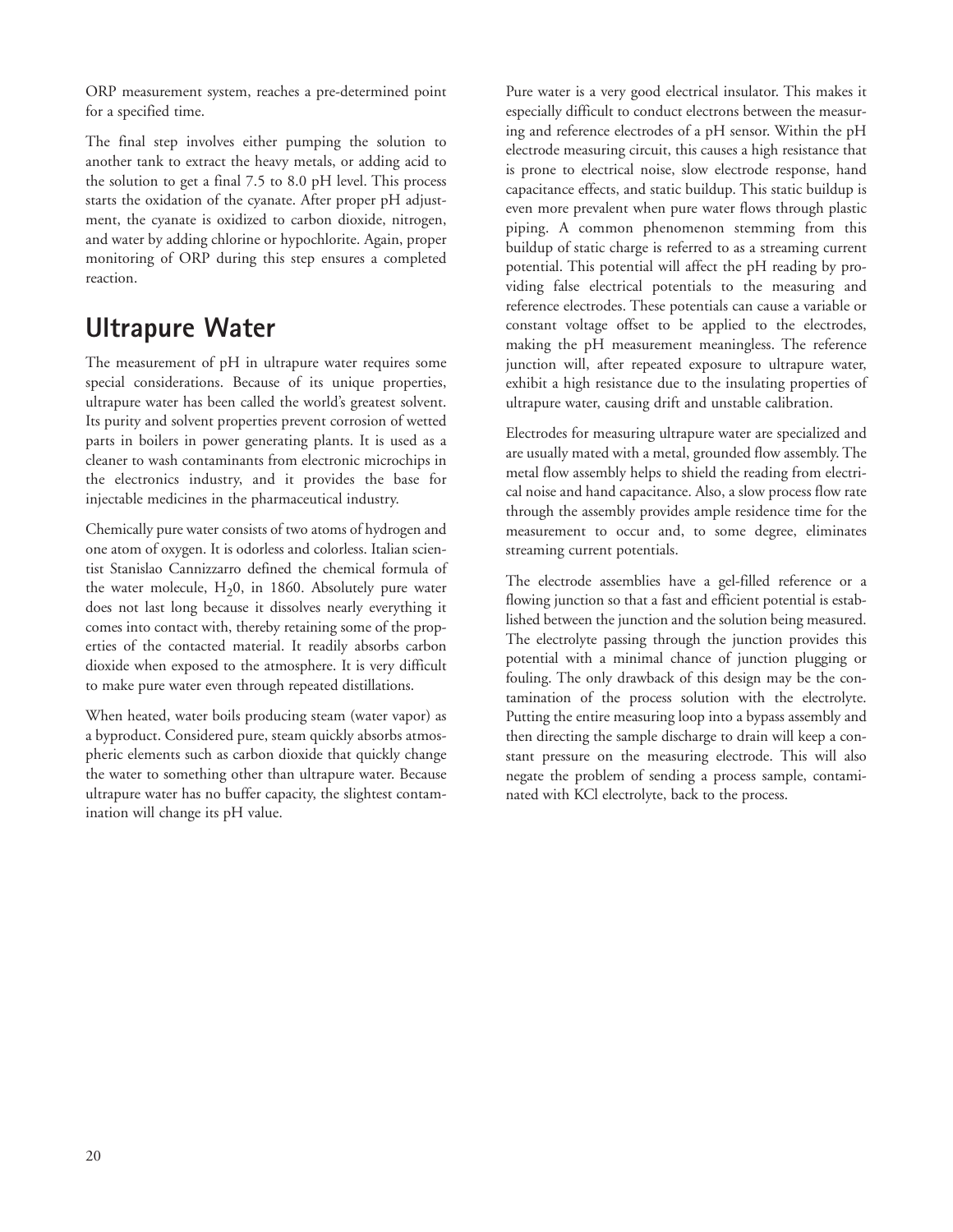ORP measurement system, reaches a pre-determined point for a specified time.

The final step involves either pumping the solution to another tank to extract the heavy metals, or adding acid to the solution to get a final 7.5 to 8.0 pH level. This process starts the oxidation of the cyanate. After proper pH adjustment, the cyanate is oxidized to carbon dioxide, nitrogen, and water by adding chlorine or hypochlorite. Again, proper monitoring of ORP during this step ensures a completed reaction.

## Ultrapure Water

The measurement of pH in ultrapure water requires some special considerations. Because of its unique properties, ultrapure water has been called the world's greatest solvent. Its purity and solvent properties prevent corrosion of wetted parts in boilers in power generating plants. It is used as a cleaner to wash contaminants from electronic microchips in the electronics industry, and it provides the base for injectable medicines in the pharmaceutical industry.

Chemically pure water consists of two atoms of hydrogen and one atom of oxygen. It is odorless and colorless. Italian scientist Stanislao Cannizzarro defined the chemical formula of the water molecule, $H_20$, in 1860. Absolutely pure water does not last long because it dissolves nearly everything it comes into contact with, thereby retaining some of the properties of the contacted material. It readily absorbs carbon dioxide when exposed to the atmosphere. It is very difficult to make pure water even through repeated distillations.

When heated, water boils producing steam (water vapor) as a byproduct. Considered pure, steam quickly absorbs atmospheric elements such as carbon dioxide that quickly change the water to something other than ultrapure water. Because ultrapure water has no buffer capacity, the slightest contamination will change its pH value.

Pure water is a very good electrical insulator. This makes it especially difficult to conduct electrons between the measuring and reference electrodes of a pH sensor. Within the pH electrode measuring circuit, this causes a high resistance that is prone to electrical noise, slow electrode response, hand capacitance effects, and static buildup. This static buildup is even more prevalent when pure water flows through plastic piping. A common phenomenon stemming from this buildup of static charge is referred to as a streaming current potential. This potential will affect the pH reading by providing false electrical potentials to the measuring and reference electrodes. These potentials can cause a variable or constant voltage offset to be applied to the electrodes, making the pH measurement meaningless. The reference junction will, after repeated exposure to ultrapure water, exhibit a high resistance due to the insulating properties of ultrapure water, causing drift and unstable calibration.

Electrodes for measuring ultrapure water are specialized and are usually mated with a metal, grounded flow assembly. The metal flow assembly helps to shield the reading from electrical noise and hand capacitance. Also, a slow process flow rate through the assembly provides ample residence time for the measurement to occur and, to some degree, eliminates streaming current potentials.

The electrode assemblies have a gel-filled reference or a flowing junction so that a fast and efficient potential is established between the junction and the solution being measured. The electrolyte passing through the junction provides this potential with a minimal chance of junction plugging or fouling. The only drawback of this design may be the contamination of the process solution with the electrolyte. Putting the entire measuring loop into a bypass assembly and then directing the sample discharge to drain will keep a constant pressure on the measuring electrode. This will also negate the problem of sending a process sample, contaminated with KCl electrolyte, back to the process.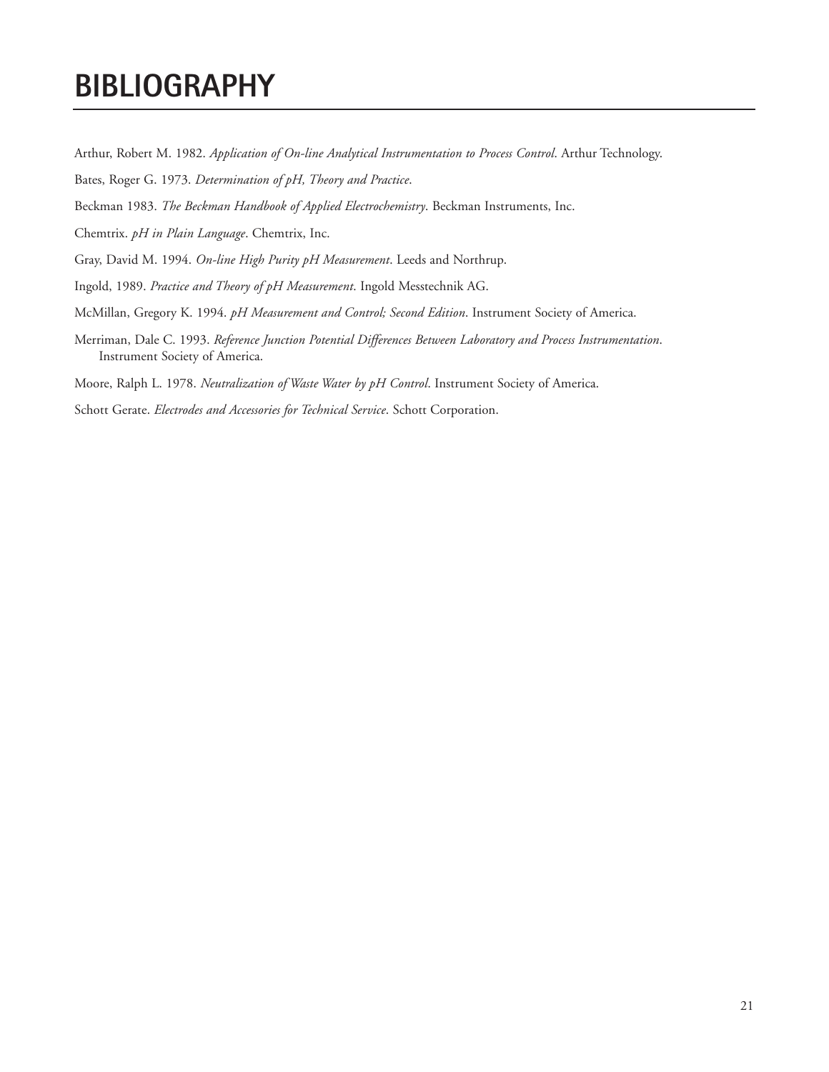# BIBLIOGRAPHY

Arthur, Robert M. 1982. *Application of On-line Analytical Instrumentation to Process Control*. Arthur Technology.

Bates, Roger G. 1973. *Determination of pH, Theory and Practice*.

Beckman 1983. *The Beckman Handbook of Applied Electrochemistry*. Beckman Instruments, Inc.

Chemtrix. *pH in Plain Language*. Chemtrix, Inc.

Gray, David M. 1994. *On-line High Purity pH Measurement*. Leeds and Northrup.

Ingold, 1989. *Practice and Theory of pH Measurement*. Ingold Messtechnik AG.

McMillan, Gregory K. 1994. *pH Measurement and Control; Second Edition*. Instrument Society of America.

Merriman, Dale C. 1993. *Reference Junction Potential Differences Between Laboratory and Process Instrumentation*. Instrument Society of America.

Moore, Ralph L. 1978. *Neutralization of Waste Water by pH Control*. Instrument Society of America.

Schott Gerate. *Electrodes and Accessories for Technical Service*. Schott Corporation.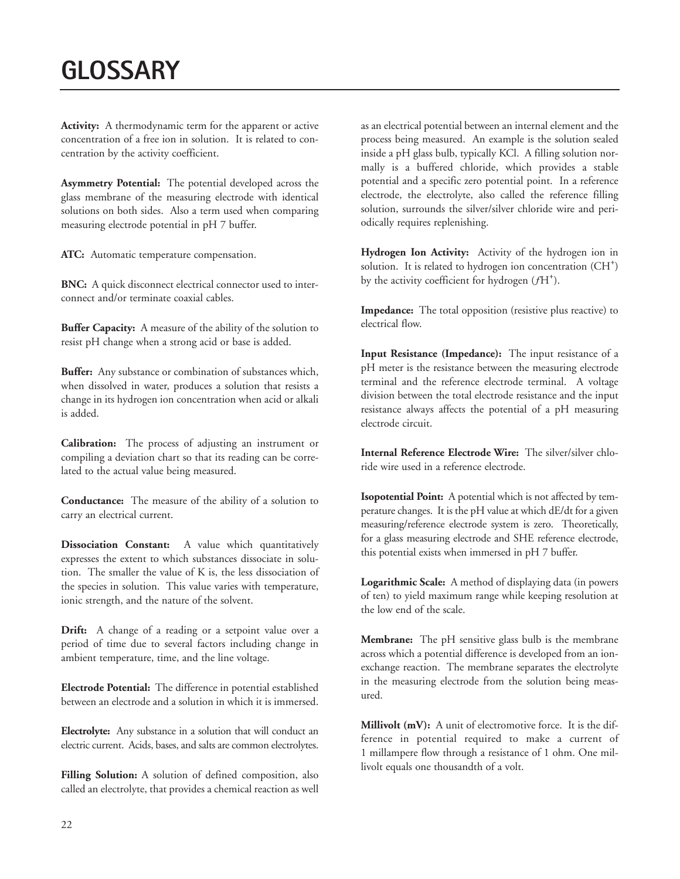# GLOSSARY

**Activity:** A thermodynamic term for the apparent or active concentration of a free ion in solution. It is related to concentration by the activity coefficient.

**Asymmetry Potential:** The potential developed across the glass membrane of the measuring electrode with identical solutions on both sides. Also a term used when comparing measuring electrode potential in pH 7 buffer.

**ATC:** Automatic temperature compensation.

**BNC:** A quick disconnect electrical connector used to interconnect and/or terminate coaxial cables.

**Buffer Capacity:** A measure of the ability of the solution to resist pH change when a strong acid or base is added.

**Buffer:** Any substance or combination of substances which, when dissolved in water, produces a solution that resists a change in its hydrogen ion concentration when acid or alkali is added.

**Calibration:** The process of adjusting an instrument or compiling a deviation chart so that its reading can be correlated to the actual value being measured.

**Conductance:** The measure of the ability of a solution to carry an electrical current.

**Dissociation Constant:** A value which quantitatively expresses the extent to which substances dissociate in solution. The smaller the value of K is, the less dissociation of the species in solution. This value varies with temperature, ionic strength, and the nature of the solvent.

**Drift:** A change of a reading or a setpoint value over a period of time due to several factors including change in ambient temperature, time, and the line voltage.

**Electrode Potential:** The difference in potential established between an electrode and a solution in which it is immersed.

**Electrolyte:** Any substance in a solution that will conduct an electric current. Acids, bases, and salts are common electrolytes.

**Filling Solution:** A solution of defined composition, also called an electrolyte, that provides a chemical reaction as well as an electrical potential between an internal element and the process being measured. An example is the solution sealed inside a pH glass bulb, typically KCl. A filling solution normally is a buffered chloride, which provides a stable potential and a specific zero potential point. In a reference electrode, the electrolyte, also called the reference filling solution, surrounds the silver/silver chloride wire and periodically requires replenishing.

**Hydrogen Ion Activity:** Activity of the hydrogen ion in solution. It is related to hydrogen ion concentration ($CH^+$) by the activity coefficient for hydrogen ($fH^+$).

**Impedance:** The total opposition (resistive plus reactive) to electrical flow.

**Input Resistance (Impedance):** The input resistance of a pH meter is the resistance between the measuring electrode terminal and the reference electrode terminal. A voltage division between the total electrode resistance and the input resistance always affects the potential of a pH measuring electrode circuit.

**Internal Reference Electrode Wire:** The silver/silver chloride wire used in a reference electrode.

**Isopotential Point:** A potential which is not affected by temperature changes. It is the pH value at which dE/dt for a given measuring/reference electrode system is zero. Theoretically, for a glass measuring electrode and SHE reference electrode, this potential exists when immersed in pH 7 buffer.

**Logarithmic Scale:** A method of displaying data (in powers of ten) to yield maximum range while keeping resolution at the low end of the scale.

**Membrane:** The pH sensitive glass bulb is the membrane across which a potential difference is developed from an ion-exchange reaction. The membrane separates the electrolyte in the measuring electrode from the solution being measured.

**Millivolt (mV):** A unit of electromotive force. It is the difference in potential required to make a current of 1 millampere flow through a resistance of 1 ohm. One millivolt equals one thousandth of a volt.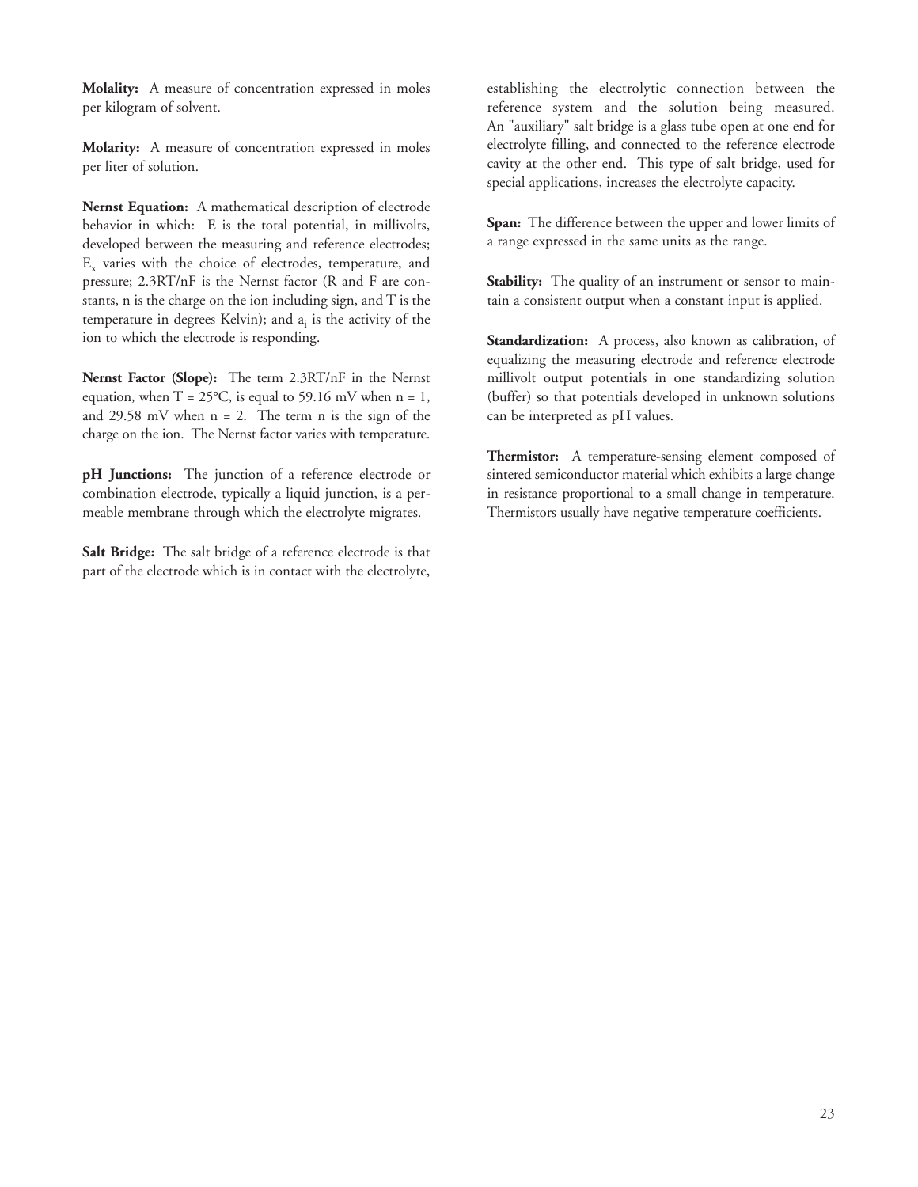**Molality:** A measure of concentration expressed in moles per kilogram of solvent.

**Molarity:** A measure of concentration expressed in moles per liter of solution.

**Nernst Equation:** A mathematical description of electrode behavior in which: E is the total potential, in millivolts, developed between the measuring and reference electrodes; $E_x$ varies with the choice of electrodes, temperature, and pressure; 2.3RT/nF is the Nernst factor (R and F are constants, n is the charge on the ion including sign, and T is the temperature in degrees Kelvin); and $a_i$ is the activity of the ion to which the electrode is responding.

**Nernst Factor (Slope):** The term 2.3RT/nF in the Nernst equation, when T = 25°C, is equal to 59.16 mV when n = 1, and 29.58 mV when n = 2. The term n is the sign of the charge on the ion. The Nernst factor varies with temperature.

**pH Junctions:** The junction of a reference electrode or combination electrode, typically a liquid junction, is a permeable membrane through which the electrolyte migrates.

**Salt Bridge:** The salt bridge of a reference electrode is that part of the electrode which is in contact with the electrolyte, establishing the electrolytic connection between the reference system and the solution being measured. An "auxiliary" salt bridge is a glass tube open at one end for electrolyte filling, and connected to the reference electrode cavity at the other end. This type of salt bridge, used for special applications, increases the electrolyte capacity.

**Span:** The difference between the upper and lower limits of a range expressed in the same units as the range.

**Stability:** The quality of an instrument or sensor to maintain a consistent output when a constant input is applied.

**Standardization:** A process, also known as calibration, of equalizing the measuring electrode and reference electrode millivolt output potentials in one standardizing solution (buffer) so that potentials developed in unknown solutions can be interpreted as pH values.

**Thermistor:** A temperature-sensing element composed of sintered semiconductor material which exhibits a large change in resistance proportional to a small change in temperature. Thermistors usually have negative temperature coefficients.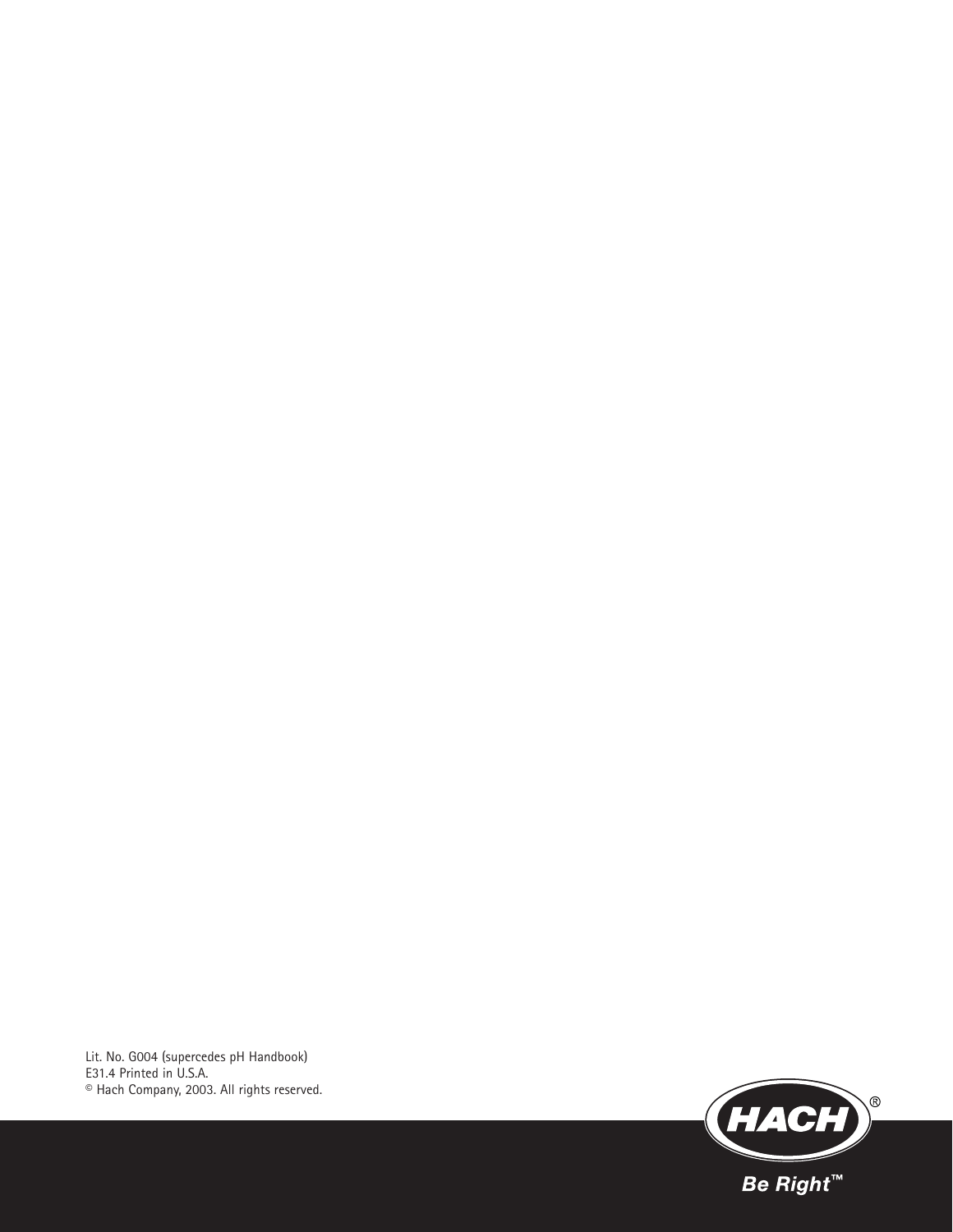Lit. No. G004 (supercedes pH Handbook)
E31.4 Printed in U.S.A.
© Hach Company, 2003. All rights reserved.

HACH®

*Be Right™*